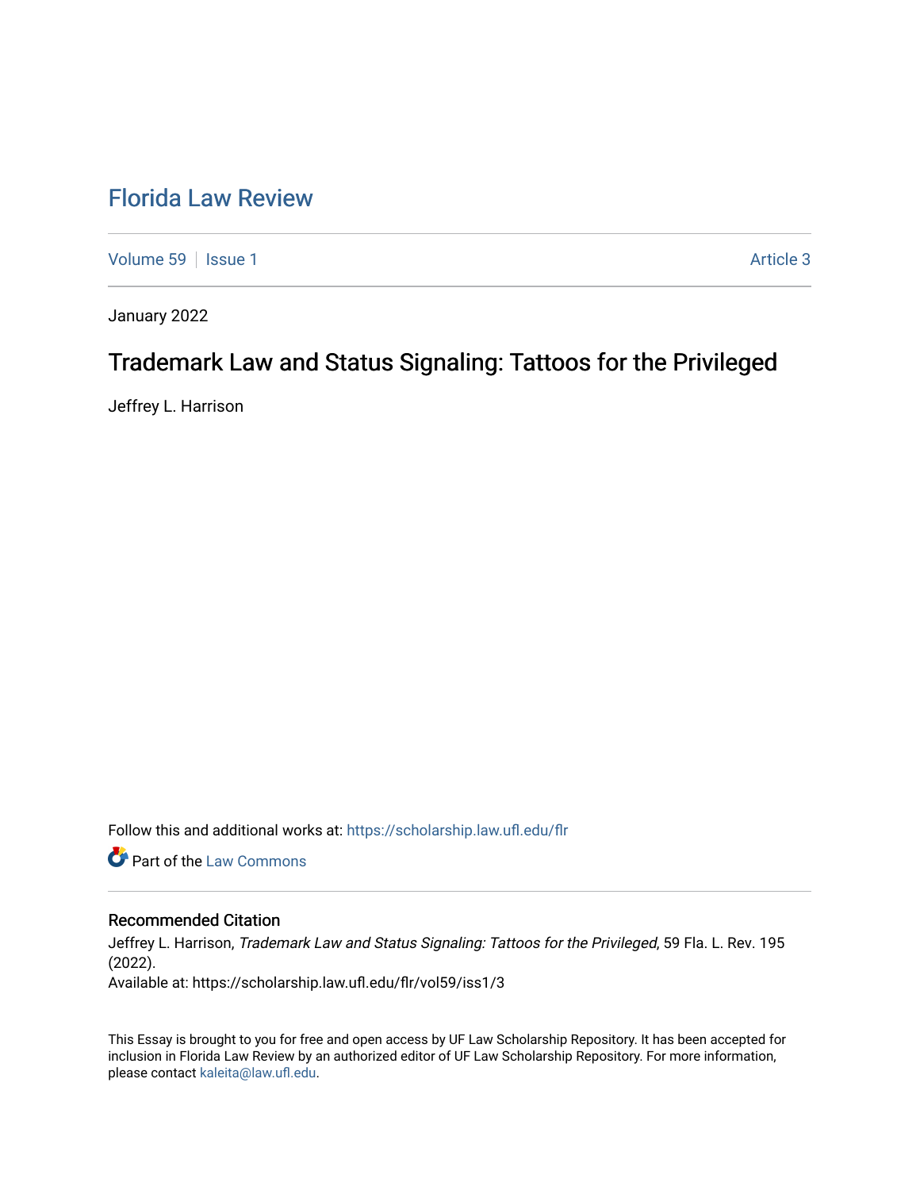# Florida Law Review

Volume 59 | Issue 1 Article 3

January 2022

## Trademark Law and Status Signaling: Tattoos for the Privileged

Jeffrey L. Harrison

Follow this and additional works at: https://scholarship.law.ufl.edu/flr

Part of the Law Commons

### Recommended Citation

Jeffrey L. Harrison, *Trademark Law and Status Signaling: Tattoos for the Privileged*, 59 Fla. L. Rev. 195 (2022).

Available at: https://scholarship.law.ufl.edu/flr/vol59/iss1/3

This Essay is brought to you for free and open access by UF Law Scholarship Repository. It has been accepted for inclusion in Florida Law Review by an authorized editor of UF Law Scholarship Repository. For more information, please contact kaleita@law.ufl.edu.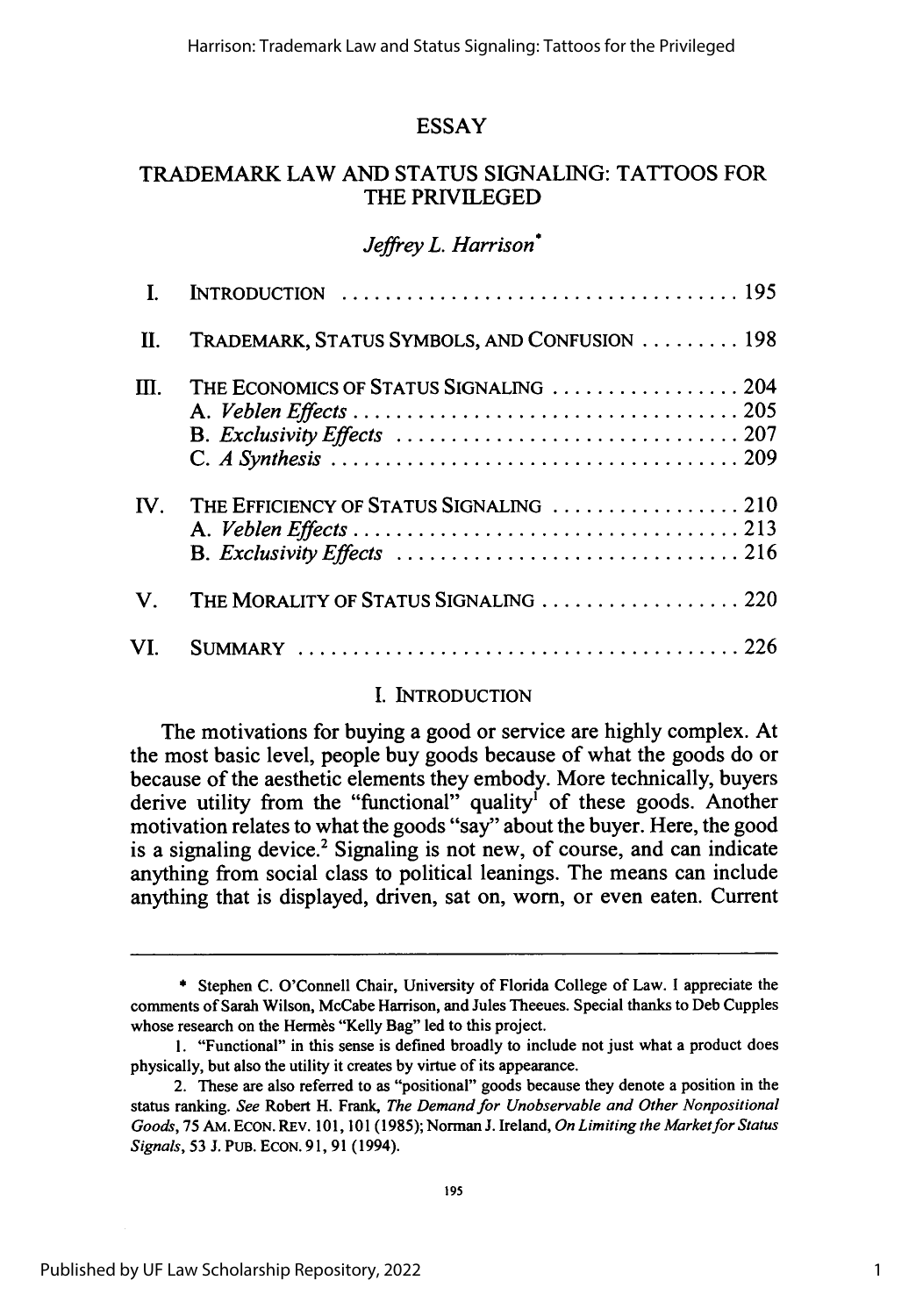# ESSAY

## TRADEMARK LAW AND STATUS SIGNALING: TATTOOS FOR THE PRIVILEGED

*Jeffrey L. Harrison*[*]

| | | |
|---|---|---|
| I. | INTRODUCTION | 195 |
| II. | TRADEMARK, STATUS SYMBOLS, AND CONFUSION | 198 |
| III. | THE ECONOMICS OF STATUS SIGNALING | 204 |
| | A. *Veblen Effects* | 205 |
| | B. *Exclusivity Effects* | 207 |
| | C. *A Synthesis* | 209 |
| IV. | THE EFFICIENCY OF STATUS SIGNALING | 210 |
| | A. *Veblen Effects* | 213 |
| | B. *Exclusivity Effects* | 216 |
| V. | THE MORALITY OF STATUS SIGNALING | 220 |
| VI. | SUMMARY | 226 |

### I. INTRODUCTION

The motivations for buying a good or service are highly complex. At the most basic level, people buy goods because of what the goods do or because of the aesthetic elements they embody. More technically, buyers derive utility from the "functional" quality[1] of these goods. Another motivation relates to what the goods "say" about the buyer. Here, the good is a signaling device.[2] Signaling is not new, of course, and can indicate anything from social class to political leanings. The means can include anything that is displayed, driven, sat on, worn, or even eaten. Current

---

\* Stephen C. O'Connell Chair, University of Florida College of Law. I appreciate the comments of Sarah Wilson, McCabe Harrison, and Jules Theeues. Special thanks to Deb Cupples whose research on the Hermès "Kelly Bag" led to this project.

1. "Functional" in this sense is defined broadly to include not just what a product does physically, but also the utility it creates by virtue of its appearance.

2. These are also referred to as "positional" goods because they denote a position in the status ranking. *See* Robert H. Frank, *The Demand for Unobservable and Other Nonpositional Goods*, 75 AM. ECON. REV. 101, 101 (1985); Norman J. Ireland, *On Limiting the Market for Status Signals*, 53 J. PUB. ECON. 91, 91 (1994).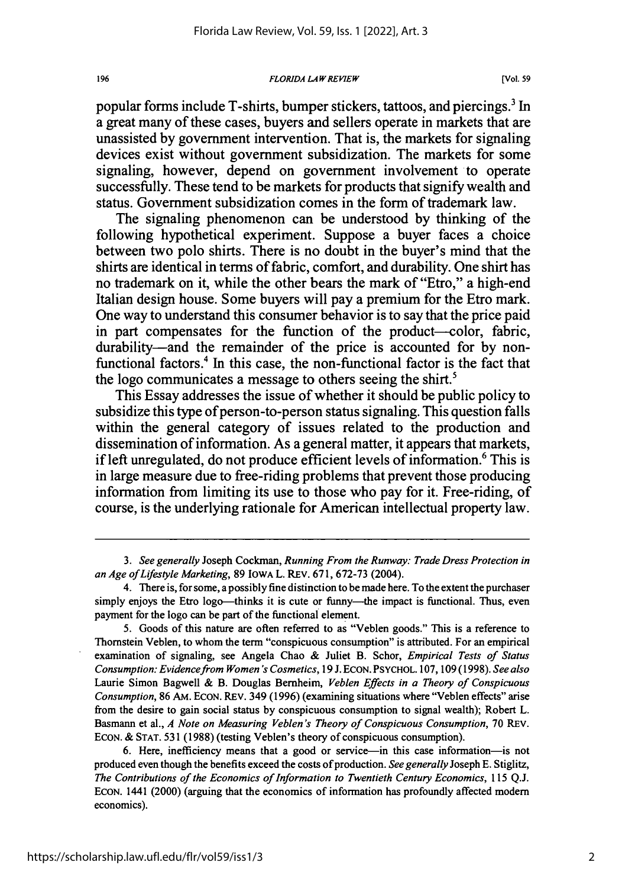popular forms include T-shirts, bumper stickers, tattoos, and piercings.[3] In a great many of these cases, buyers and sellers operate in markets that are unassisted by government intervention. That is, the markets for signaling devices exist without government subsidization. The markets for some signaling, however, depend on government involvement to operate successfully. These tend to be markets for products that signify wealth and status. Government subsidization comes in the form of trademark law.

The signaling phenomenon can be understood by thinking of the following hypothetical experiment. Suppose a buyer faces a choice between two polo shirts. There is no doubt in the buyer's mind that the shirts are identical in terms of fabric, comfort, and durability. One shirt has no trademark on it, while the other bears the mark of "Etro," a high-end Italian design house. Some buyers will pay a premium for the Etro mark. One way to understand this consumer behavior is to say that the price paid in part compensates for the function of the product—color, fabric, durability—and the remainder of the price is accounted for by non-functional factors.[4] In this case, the non-functional factor is the fact that the logo communicates a message to others seeing the shirt.[5]

This Essay addresses the issue of whether it should be public policy to subsidize this type of person-to-person status signaling. This question falls within the general category of issues related to the production and dissemination of information. As a general matter, it appears that markets, if left unregulated, do not produce efficient levels of information.[6] This is in large measure due to free-riding problems that prevent those producing information from limiting its use to those who pay for it. Free-riding, of course, is the underlying rationale for American intellectual property law.

---

3. *See generally* Joseph Cockman, *Running From the Runway: Trade Dress Protection in an Age of Lifestyle Marketing*, 89 IOWA L. REV. 671, 672-73 (2004).

4. There is, for some, a possibly fine distinction to be made here. To the extent the purchaser simply enjoys the Etro logo—thinks it is cute or funny—the impact is functional. Thus, even payment for the logo can be part of the functional element.

5. Goods of this nature are often referred to as "Veblen goods." This is a reference to Thornstein Veblen, to whom the term "conspicuous consumption" is attributed. For an empirical examination of signaling, see Angela Chao & Juliet B. Schor, *Empirical Tests of Status Consumption: Evidence from Women's Cosmetics*, 19 J. ECON. PSYCHOL. 107, 109 (1998). *See also* Laurie Simon Bagwell & B. Douglas Bernheim, *Veblen Effects in a Theory of Conspicuous Consumption*, 86 AM. ECON. REV. 349 (1996) (examining situations where "Veblen effects" arise from the desire to gain social status by conspicuous consumption to signal wealth); Robert L. Basmann et al., *A Note on Measuring Veblen's Theory of Conspicuous Consumption*, 70 REV. ECON. & STAT. 531 (1988) (testing Veblen's theory of conspicuous consumption).

6. Here, inefficiency means that a good or service—in this case information—is not produced even though the benefits exceed the costs of production. *See generally* Joseph E. Stiglitz, *The Contributions of the Economics of Information to Twentieth Century Economics*, 115 Q.J. ECON. 1441 (2000) (arguing that the economics of information has profoundly affected modern economics).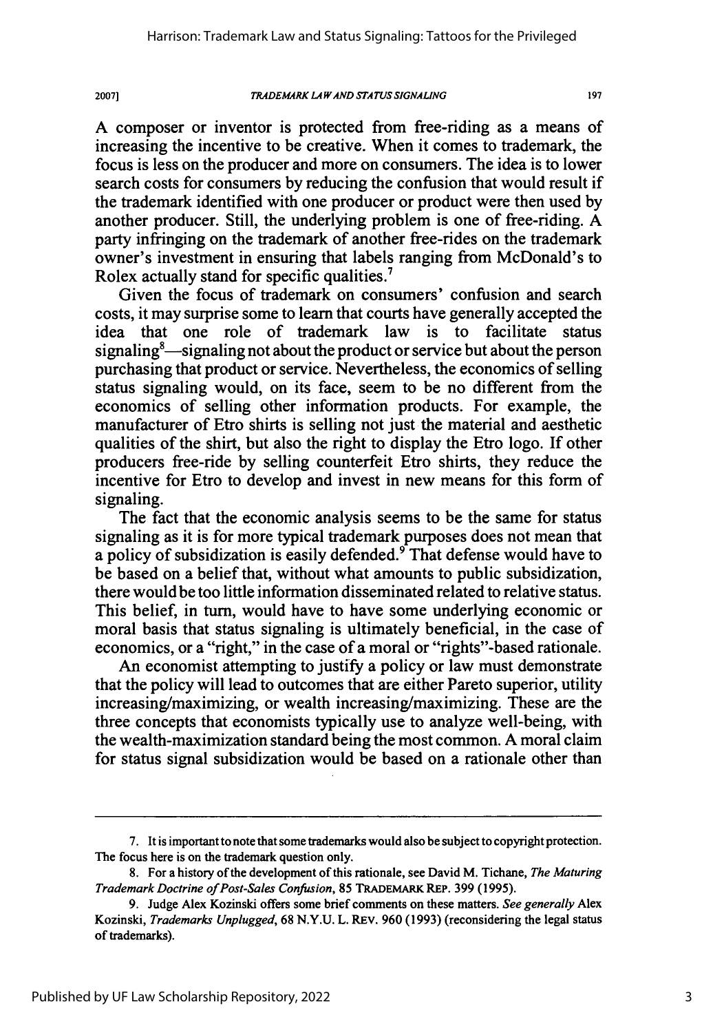A composer or inventor is protected from free-riding as a means of increasing the incentive to be creative. When it comes to trademark, the focus is less on the producer and more on consumers. The idea is to lower search costs for consumers by reducing the confusion that would result if the trademark identified with one producer or product were then used by another producer. Still, the underlying problem is one of free-riding. A party infringing on the trademark of another free-rides on the trademark owner's investment in ensuring that labels ranging from McDonald's to Rolex actually stand for specific qualities.[7]

Given the focus of trademark on consumers' confusion and search costs, it may surprise some to learn that courts have generally accepted the idea that one role of trademark law is to facilitate status signaling[8]—signaling not about the product or service but about the person purchasing that product or service. Nevertheless, the economics of selling status signaling would, on its face, seem to be no different from the economics of selling other information products. For example, the manufacturer of Etro shirts is selling not just the material and aesthetic qualities of the shirt, but also the right to display the Etro logo. If other producers free-ride by selling counterfeit Etro shirts, they reduce the incentive for Etro to develop and invest in new means for this form of signaling.

The fact that the economic analysis seems to be the same for status signaling as it is for more typical trademark purposes does not mean that a policy of subsidization is easily defended.[9] That defense would have to be based on a belief that, without what amounts to public subsidization, there would be too little information disseminated related to relative status. This belief, in turn, would have to have some underlying economic or moral basis that status signaling is ultimately beneficial, in the case of economics, or a "right," in the case of a moral or "rights"-based rationale.

An economist attempting to justify a policy or law must demonstrate that the policy will lead to outcomes that are either Pareto superior, utility increasing/maximizing, or wealth increasing/maximizing. These are the three concepts that economists typically use to analyze well-being, with the wealth-maximization standard being the most common. A moral claim for status signal subsidization would be based on a rationale other than

---

7. It is important to note that some trademarks would also be subject to copyright protection. The focus here is on the trademark question only.

8. For a history of the development of this rationale, see David M. Tichane, *The Maturing Trademark Doctrine of Post-Sales Confusion*, 85 TRADEMARK REP. 399 (1995).

9. Judge Alex Kozinski offers some brief comments on these matters. *See generally* Alex Kozinski, *Trademarks Unplugged*, 68 N.Y.U. L. REV. 960 (1993) (reconsidering the legal status of trademarks).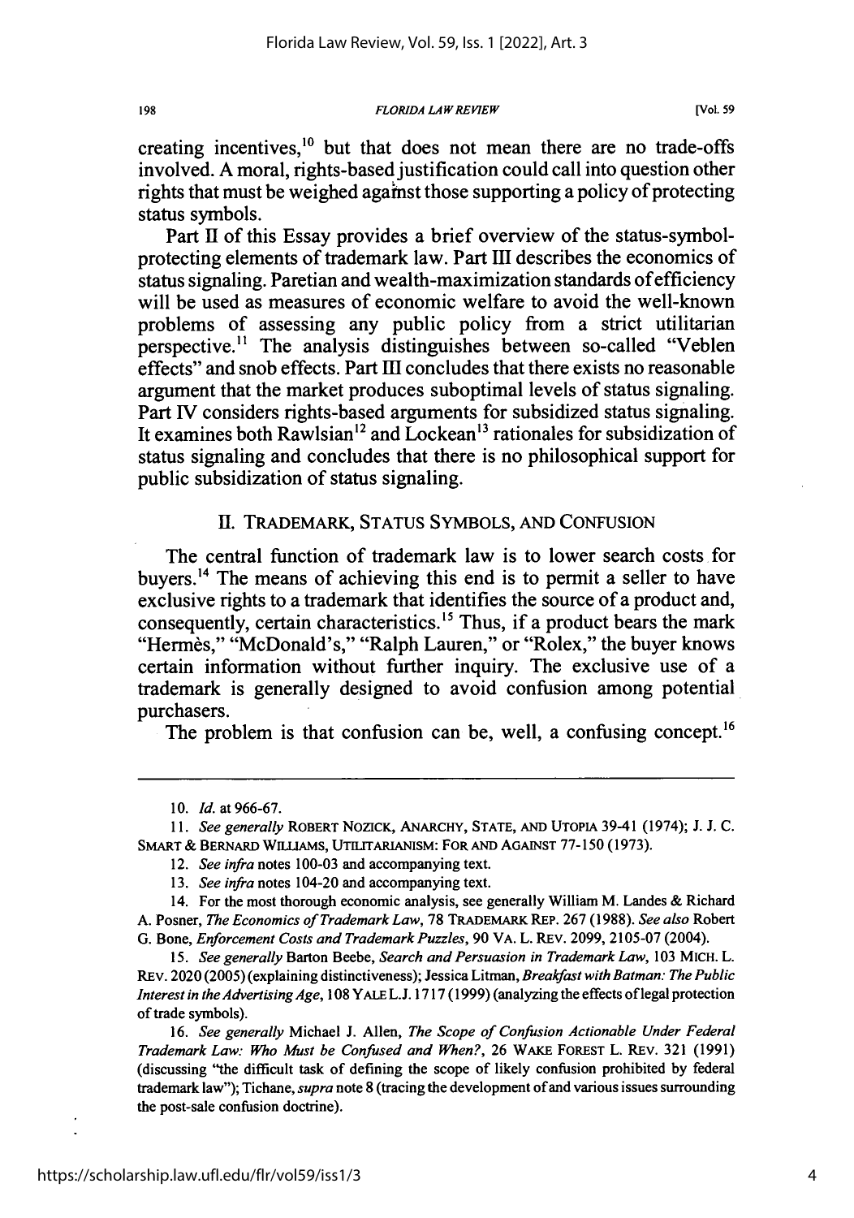creating incentives,[10] but that does not mean there are no trade-offs involved. A moral, rights-based justification could call into question other rights that must be weighed against those supporting a policy of protecting status symbols.

Part II of this Essay provides a brief overview of the status-symbol-protecting elements of trademark law. Part III describes the economics of status signaling. Paretian and wealth-maximization standards of efficiency will be used as measures of economic welfare to avoid the well-known problems of assessing any public policy from a strict utilitarian perspective.[11] The analysis distinguishes between so-called "Veblen effects" and snob effects. Part III concludes that there exists no reasonable argument that the market produces suboptimal levels of status signaling. Part IV considers rights-based arguments for subsidized status signaling. It examines both Rawlsian[12] and Lockean[13] rationales for subsidization of status signaling and concludes that there is no philosophical support for public subsidization of status signaling.

## II. TRADEMARK, STATUS SYMBOLS, AND CONFUSION

The central function of trademark law is to lower search costs for buyers.[14] The means of achieving this end is to permit a seller to have exclusive rights to a trademark that identifies the source of a product and, consequently, certain characteristics.[15] Thus, if a product bears the mark "Hermès," "McDonald's," "Ralph Lauren," or "Rolex," the buyer knows certain information without further inquiry. The exclusive use of a trademark is generally designed to avoid confusion among potential purchasers.

The problem is that confusion can be, well, a confusing concept.[16]

---

10. *Id.* at 966-67.

11. *See generally* ROBERT NOZICK, ANARCHY, STATE, AND UTOPIA 39-41 (1974); J. J. C. SMART & BERNARD WILLIAMS, UTILITARIANISM: FOR AND AGAINST 77-150 (1973).

12. *See infra* notes 100-03 and accompanying text.

13. *See infra* notes 104-20 and accompanying text.

14. For the most thorough economic analysis, see generally William M. Landes & Richard A. Posner, *The Economics of Trademark Law*, 78 TRADEMARK REP. 267 (1988). *See also* Robert G. Bone, *Enforcement Costs and Trademark Puzzles*, 90 VA. L. REV. 2099, 2105-07 (2004).

15. *See generally* Barton Beebe, *Search and Persuasion in Trademark Law*, 103 MICH. L. REV. 2020 (2005) (explaining distinctiveness); Jessica Litman, *Breakfast with Batman: The Public Interest in the Advertising Age*, 108 YALE L.J. 1717 (1999) (analyzing the effects of legal protection of trade symbols).

16. *See generally* Michael J. Allen, *The Scope of Confusion Actionable Under Federal Trademark Law: Who Must be Confused and When?*, 26 WAKE FOREST L. REV. 321 (1991) (discussing "the difficult task of defining the scope of likely confusion prohibited by federal trademark law"); Tichane, *supra* note 8 (tracing the development of and various issues surrounding the post-sale confusion doctrine).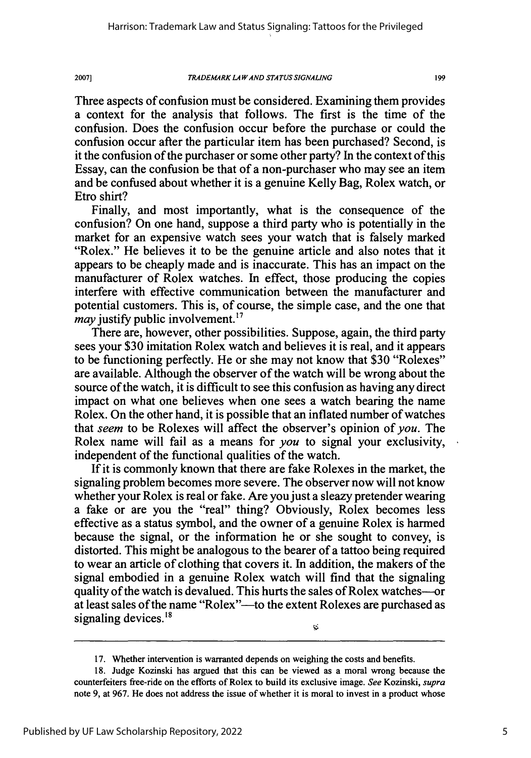Three aspects of confusion must be considered. Examining them provides a context for the analysis that follows. The first is the time of the confusion. Does the confusion occur before the purchase or could the confusion occur after the particular item has been purchased? Second, is it the confusion of the purchaser or some other party? In the context of this Essay, can the confusion be that of a non-purchaser who may see an item and be confused about whether it is a genuine Kelly Bag, Rolex watch, or Etro shirt?

Finally, and most importantly, what is the consequence of the confusion? On one hand, suppose a third party who is potentially in the market for an expensive watch sees your watch that is falsely marked "Rolex." He believes it to be the genuine article and also notes that it appears to be cheaply made and is inaccurate. This has an impact on the manufacturer of Rolex watches. In effect, those producing the copies interfere with effective communication between the manufacturer and potential customers. This is, of course, the simple case, and the one that *may* justify public involvement.[17]

There are, however, other possibilities. Suppose, again, the third party sees your $30 imitation Rolex watch and believes it is real, and it appears to be functioning perfectly. He or she may not know that $30 "Rolexes" are available. Although the observer of the watch will be wrong about the source of the watch, it is difficult to see this confusion as having any direct impact on what one believes when one sees a watch bearing the name Rolex. On the other hand, it is possible that an inflated number of watches that *seem* to be Rolexes will affect the observer's opinion of *you*. The Rolex name will fail as a means for *you* to signal your exclusivity, independent of the functional qualities of the watch.

If it is commonly known that there are fake Rolexes in the market, the signaling problem becomes more severe. The observer now will not know whether your Rolex is real or fake. Are you just a sleazy pretender wearing a fake or are you the "real" thing? Obviously, Rolex becomes less effective as a status symbol, and the owner of a genuine Rolex is harmed because the signal, or the information he or she sought to convey, is distorted. This might be analogous to the bearer of a tattoo being required to wear an article of clothing that covers it. In addition, the makers of the signal embodied in a genuine Rolex watch will find that the signaling quality of the watch is devalued. This hurts the sales of Rolex watches—or at least sales of the name "Rolex"—to the extent Rolexes are purchased as signaling devices.[18]

---

17. Whether intervention is warranted depends on weighing the costs and benefits.

18. Judge Kozinski has argued that this can be viewed as a moral wrong because the counterfeiters free-ride on the efforts of Rolex to build its exclusive image. *See* Kozinski, *supra* note 9, at 967. He does not address the issue of whether it is moral to invest in a product whose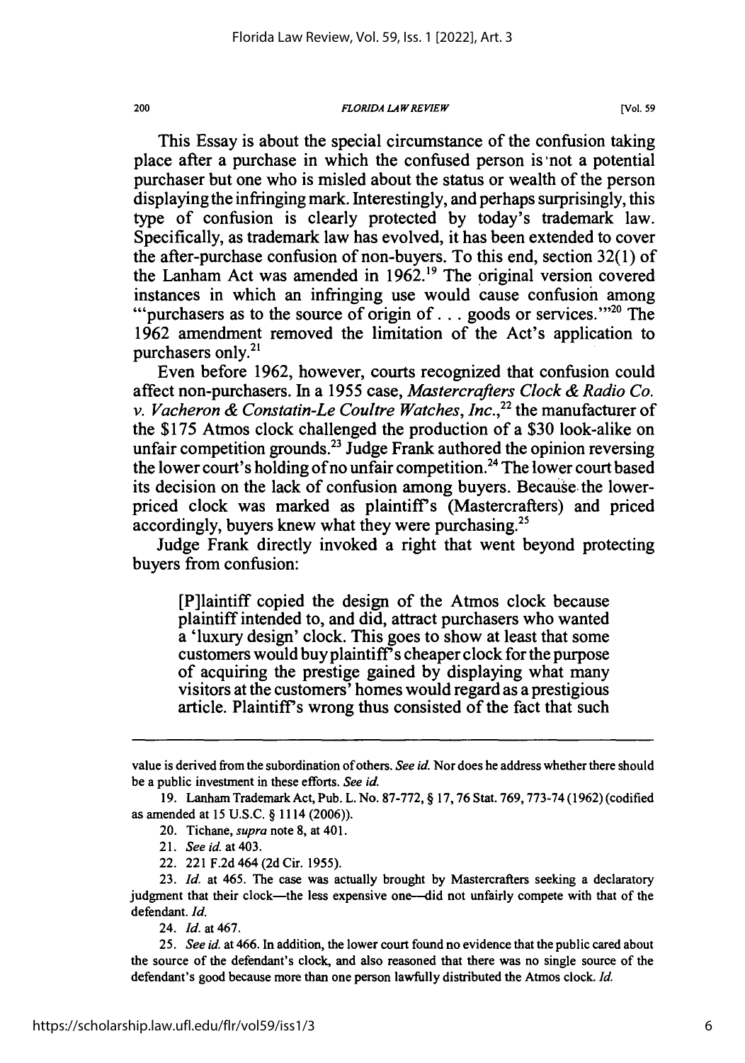This Essay is about the special circumstance of the confusion taking place after a purchase in which the confused person is not a potential purchaser but one who is misled about the status or wealth of the person displaying the infringing mark. Interestingly, and perhaps surprisingly, this type of confusion is clearly protected by today's trademark law. Specifically, as trademark law has evolved, it has been extended to cover the after-purchase confusion of non-buyers. To this end, section 32(1) of the Lanham Act was amended in 1962.[19] The original version covered instances in which an infringing use would cause confusion among "'purchasers as to the source of origin of . . . goods or services.'"[20] The 1962 amendment removed the limitation of the Act's application to purchasers only.[21]

Even before 1962, however, courts recognized that confusion could affect non-purchasers. In a 1955 case, *Mastercrafters Clock & Radio Co. v. Vacheron & Constatin-Le Coultre Watches, Inc.*,[22] the manufacturer of the $175 Atmos clock challenged the production of a $30 look-alike on unfair competition grounds.[23] Judge Frank authored the opinion reversing the lower court's holding of no unfair competition.[24] The lower court based its decision on the lack of confusion among buyers. Because the lower-priced clock was marked as plaintiff's (Mastercrafters) and priced accordingly, buyers knew what they were purchasing.[25]

Judge Frank directly invoked a right that went beyond protecting buyers from confusion:

> [P]laintiff copied the design of the Atmos clock because plaintiff intended to, and did, attract purchasers who wanted a 'luxury design' clock. This goes to show at least that some customers would buy plaintiff's cheaper clock for the purpose of acquiring the prestige gained by displaying what many visitors at the customers' homes would regard as a prestigious article. Plaintiff's wrong thus consisted of the fact that such

---

value is derived from the subordination of others. *See id.* Nor does he address whether there should be a public investment in these efforts. *See id.*

19. Lanham Trademark Act, Pub. L. No. 87-772, § 17, 76 Stat. 769, 773-74 (1962) (codified as amended at 15 U.S.C. § 1114 (2006)).

20. Tichane, *supra* note 8, at 401.

21. *See id.* at 403.

22. 221 F.2d 464 (2d Cir. 1955).

23. *Id.* at 465. The case was actually brought by Mastercrafters seeking a declaratory judgment that their clock—the less expensive one—did not unfairly compete with that of the defendant. *Id.*

24. *Id.* at 467.

25. *See id.* at 466. In addition, the lower court found no evidence that the public cared about the source of the defendant's clock, and also reasoned that there was no single source of the defendant's good because more than one person lawfully distributed the Atmos clock. *Id.*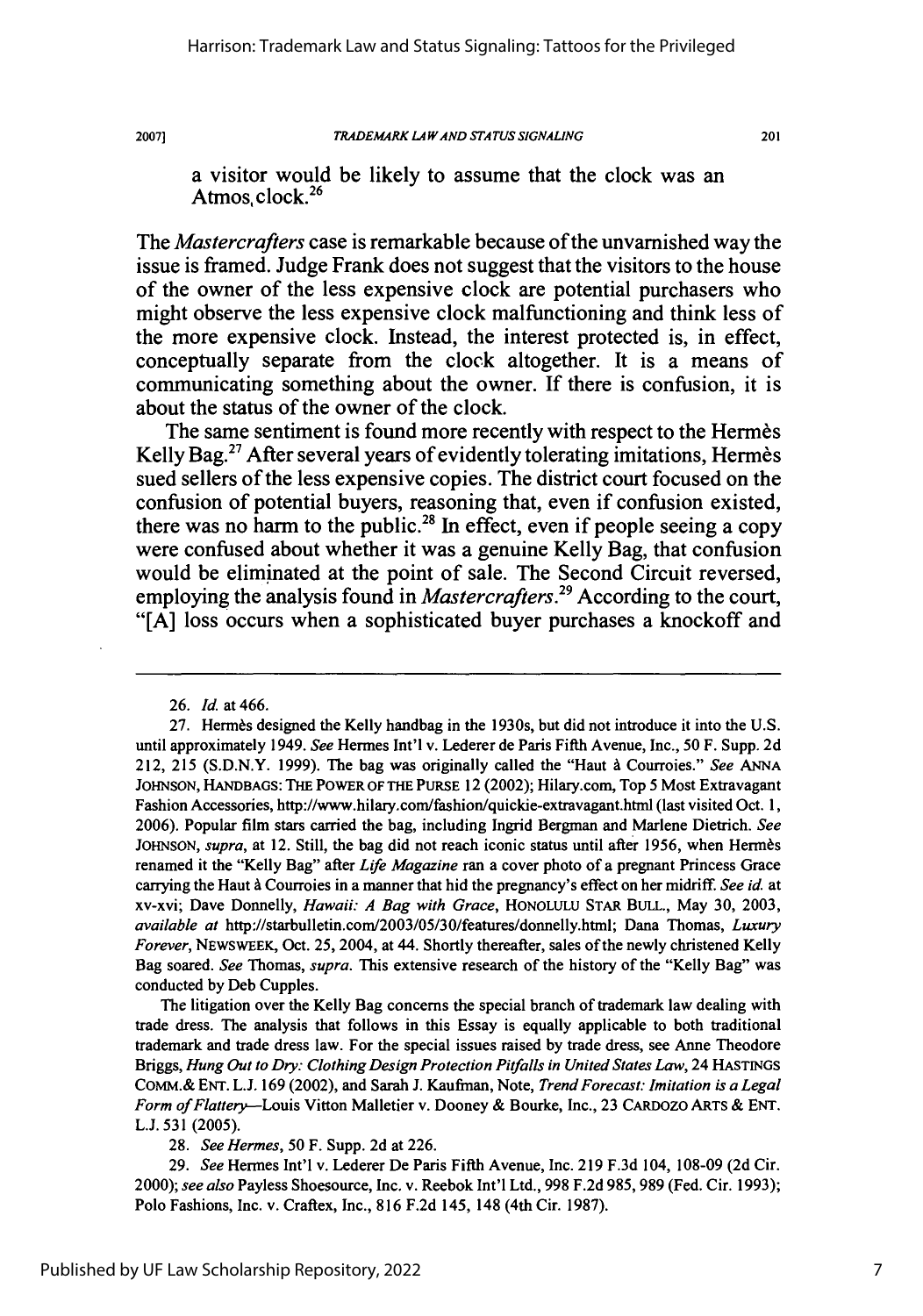a visitor would be likely to assume that the clock was an Atmos clock.[26]

The *Mastercrafters* case is remarkable because of the unvarnished way the issue is framed. Judge Frank does not suggest that the visitors to the house of the owner of the less expensive clock are potential purchasers who might observe the less expensive clock malfunctioning and think less of the more expensive clock. Instead, the interest protected is, in effect, conceptually separate from the clock altogether. It is a means of communicating something about the owner. If there is confusion, it is about the status of the owner of the clock.

The same sentiment is found more recently with respect to the Hermès Kelly Bag.[27] After several years of evidently tolerating imitations, Hermès sued sellers of the less expensive copies. The district court focused on the confusion of potential buyers, reasoning that, even if confusion existed, there was no harm to the public.[28] In effect, even if people seeing a copy were confused about whether it was a genuine Kelly Bag, that confusion would be eliminated at the point of sale. The Second Circuit reversed, employing the analysis found in *Mastercrafters*.[29] According to the court, "[A] loss occurs when a sophisticated buyer purchases a knockoff and

---

26. *Id.* at 466.

27. Hermès designed the Kelly handbag in the 1930s, but did not introduce it into the U.S. until approximately 1949. *See* Hermes Int'l v. Lederer de Paris Fifth Avenue, Inc., 50 F. Supp. 2d 212, 215 (S.D.N.Y. 1999). The bag was originally called the "Haut à Courroies." *See* ANNA JOHNSON, HANDBAGS: THE POWER OF THE PURSE 12 (2002); Hilary.com, Top 5 Most Extravagant Fashion Accessories, http://www.hilary.com/fashion/quickie-extravagant.html (last visited Oct. 1, 2006). Popular film stars carried the bag, including Ingrid Bergman and Marlene Dietrich. *See* JOHNSON, *supra*, at 12. Still, the bag did not reach iconic status until after 1956, when Hermès renamed it the "Kelly Bag" after *Life Magazine* ran a cover photo of a pregnant Princess Grace carrying the Haut à Courroies in a manner that hid the pregnancy's effect on her midriff. *See id.* at xv-xvi; Dave Donnelly, *Hawaii: A Bag with Grace*, HONOLULU STAR BULL., May 30, 2003, *available at* http://starbulletin.com/2003/05/30/features/donnelly.html; Dana Thomas, *Luxury Forever*, NEWSWEEK, Oct. 25, 2004, at 44. Shortly thereafter, sales of the newly christened Kelly Bag soared. *See* Thomas, *supra*. This extensive research of the history of the "Kelly Bag" was conducted by Deb Cupples.

The litigation over the Kelly Bag concerns the special branch of trademark law dealing with trade dress. The analysis that follows in this Essay is equally applicable to both traditional trademark and trade dress law. For the special issues raised by trade dress, see Anne Theodore Briggs, *Hung Out to Dry: Clothing Design Protection Pitfalls in United States Law*, 24 HASTINGS COMM.& ENT. L.J. 169 (2002), and Sarah J. Kaufman, Note, *Trend Forecast: Imitation is a Legal Form of Flattery*—Louis Vitton Malletier v. Dooney & Bourke, Inc., 23 CARDOZO ARTS & ENT. L.J. 531 (2005).

28. *See Hermes*, 50 F. Supp. 2d at 226.

29. *See* Hermes Int'l v. Lederer De Paris Fifth Avenue, Inc. 219 F.3d 104, 108-09 (2d Cir. 2000); *see also* Payless Shoesource, Inc. v. Reebok Int'l Ltd., 998 F.2d 985, 989 (Fed. Cir. 1993); Polo Fashions, Inc. v. Craftex, Inc., 816 F.2d 145, 148 (4th Cir. 1987).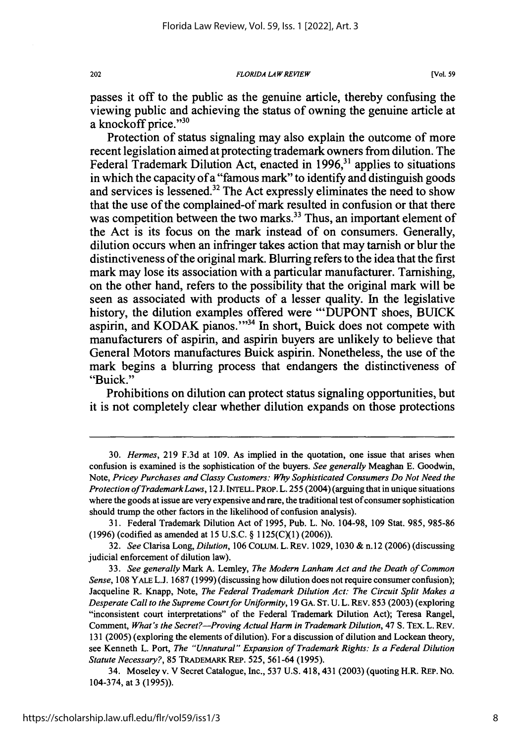passes it off to the public as the genuine article, thereby confusing the viewing public and achieving the status of owning the genuine article at a knockoff price."[30]

Protection of status signaling may also explain the outcome of more recent legislation aimed at protecting trademark owners from dilution. The Federal Trademark Dilution Act, enacted in 1996,[31] applies to situations in which the capacity of a "famous mark" to identify and distinguish goods and services is lessened.[32] The Act expressly eliminates the need to show that the use of the complained-of mark resulted in confusion or that there was competition between the two marks.[33] Thus, an important element of the Act is its focus on the mark instead of on consumers. Generally, dilution occurs when an infringer takes action that may tarnish or blur the distinctiveness of the original mark. Blurring refers to the idea that the first mark may lose its association with a particular manufacturer. Tarnishing, on the other hand, refers to the possibility that the original mark will be seen as associated with products of a lesser quality. In the legislative history, the dilution examples offered were "'DUPONT shoes, BUICK aspirin, and KODAK pianos.'"[34] In short, Buick does not compete with manufacturers of aspirin, and aspirin buyers are unlikely to believe that General Motors manufactures Buick aspirin. Nonetheless, the use of the mark begins a blurring process that endangers the distinctiveness of "Buick."

Prohibitions on dilution can protect status signaling opportunities, but it is not completely clear whether dilution expands on those protections

---

30. *Hermes*, 219 F.3d at 109. As implied in the quotation, one issue that arises when confusion is examined is the sophistication of the buyers. *See generally* Meaghan E. Goodwin, Note, *Pricey Purchases and Classy Customers: Why Sophisticated Consumers Do Not Need the Protection of Trademark Laws*, 12 J. INTELL. PROP. L. 255 (2004) (arguing that in unique situations where the goods at issue are very expensive and rare, the traditional test of consumer sophistication should trump the other factors in the likelihood of confusion analysis).

31. Federal Trademark Dilution Act of 1995, Pub. L. No. 104-98, 109 Stat. 985, 985-86 (1996) (codified as amended at 15 U.S.C. § 1125(C)(1) (2006)).

32. *See* Clarisa Long, *Dilution*, 106 COLUM. L. REV. 1029, 1030 & n.12 (2006) (discussing judicial enforcement of dilution law).

33. *See generally* Mark A. Lemley, *The Modern Lanham Act and the Death of Common Sense*, 108 YALE L.J. 1687 (1999) (discussing how dilution does not require consumer confusion); Jacqueline R. Knapp, Note, *The Federal Trademark Dilution Act: The Circuit Split Makes a Desperate Call to the Supreme Court for Uniformity*, 19 GA. ST. U. L. REV. 853 (2003) (exploring "inconsistent court interpretations" of the Federal Trademark Dilution Act); Teresa Rangel, Comment, *What's the Secret?—Proving Actual Harm in Trademark Dilution*, 47 S. TEX. L. REV. 131 (2005) (exploring the elements of dilution). For a discussion of dilution and Lockean theory, see Kenneth L. Port, *The "Unnatural" Expansion of Trademark Rights: Is a Federal Dilution Statute Necessary?*, 85 TRADEMARK REP. 525, 561-64 (1995).

34. Moseley v. V Secret Catalogue, Inc., 537 U.S. 418, 431 (2003) (quoting H.R. REP. NO. 104-374, at 3 (1995)).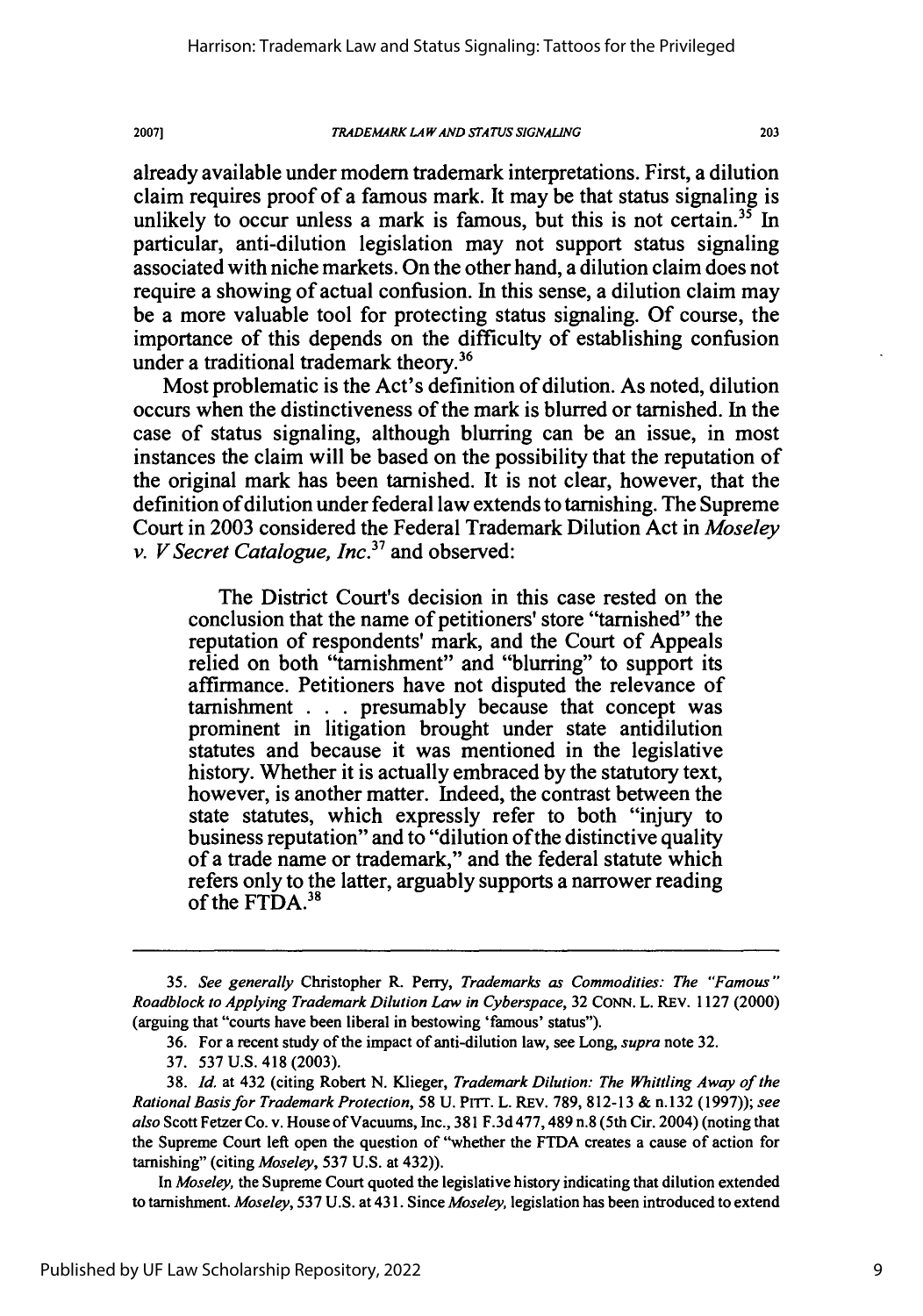already available under modern trademark interpretations. First, a dilution claim requires proof of a famous mark. It may be that status signaling is unlikely to occur unless a mark is famous, but this is not certain.[35] In particular, anti-dilution legislation may not support status signaling associated with niche markets. On the other hand, a dilution claim does not require a showing of actual confusion. In this sense, a dilution claim may be a more valuable tool for protecting status signaling. Of course, the importance of this depends on the difficulty of establishing confusion under a traditional trademark theory.[36]

Most problematic is the Act's definition of dilution. As noted, dilution occurs when the distinctiveness of the mark is blurred or tarnished. In the case of status signaling, although blurring can be an issue, in most instances the claim will be based on the possibility that the reputation of the original mark has been tarnished. It is not clear, however, that the definition of dilution under federal law extends to tarnishing. The Supreme Court in 2003 considered the Federal Trademark Dilution Act in *Moseley v. V Secret Catalogue, Inc.*[37] and observed:

> The District Court's decision in this case rested on the conclusion that the name of petitioners' store "tarnished" the reputation of respondents' mark, and the Court of Appeals relied on both "tarnishment" and "blurring" to support its affirmance. Petitioners have not disputed the relevance of tarnishment . . . presumably because that concept was prominent in litigation brought under state antidilution statutes and because it was mentioned in the legislative history. Whether it is actually embraced by the statutory text, however, is another matter. Indeed, the contrast between the state statutes, which expressly refer to both "injury to business reputation" and to "dilution of the distinctive quality of a trade name or trademark," and the federal statute which refers only to the latter, arguably supports a narrower reading of the FTDA.[38]

---

35. *See generally* Christopher R. Perry, *Trademarks as Commodities: The "Famous" Roadblock to Applying Trademark Dilution Law in Cyberspace*, 32 CONN. L. REV. 1127 (2000) (arguing that "courts have been liberal in bestowing 'famous' status").

36. For a recent study of the impact of anti-dilution law, see Long, *supra* note 32.

37. 537 U.S. 418 (2003).

38. *Id.* at 432 (citing Robert N. Klieger, *Trademark Dilution: The Whittling Away of the Rational Basis for Trademark Protection*, 58 U. PITT. L. REV. 789, 812-13 & n.132 (1997)); *see also* Scott Fetzer Co. v. House of Vacuums, Inc., 381 F.3d 477, 489 n.8 (5th Cir. 2004) (noting that the Supreme Court left open the question of "whether the FTDA creates a cause of action for tarnishing" (citing *Moseley*, 537 U.S. at 432)).

In *Moseley*, the Supreme Court quoted the legislative history indicating that dilution extended to tarnishment. *Moseley*, 537 U.S. at 431. Since *Moseley*, legislation has been introduced to extend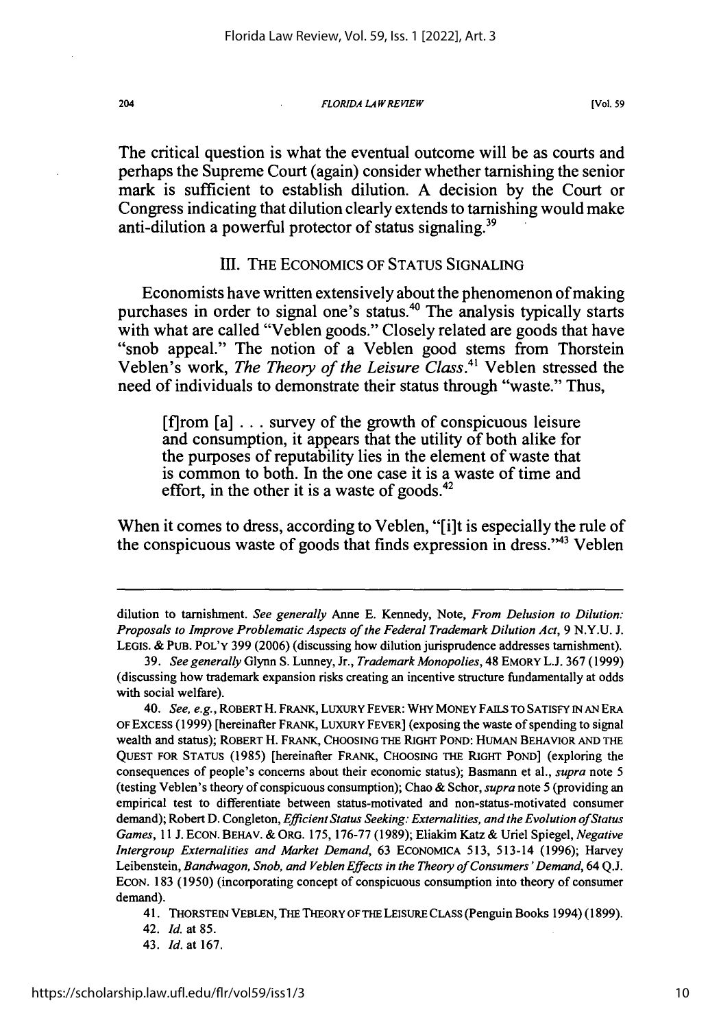The critical question is what the eventual outcome will be as courts and perhaps the Supreme Court (again) consider whether tarnishing the senior mark is sufficient to establish dilution. A decision by the Court or Congress indicating that dilution clearly extends to tarnishing would make anti-dilution a powerful protector of status signaling.[39]

## III. THE ECONOMICS OF STATUS SIGNALING

Economists have written extensively about the phenomenon of making purchases in order to signal one's status.[40] The analysis typically starts with what are called "Veblen goods." Closely related are goods that have "snob appeal." The notion of a Veblen good stems from Thorstein Veblen's work, *The Theory of the Leisure Class*.[41] Veblen stressed the need of individuals to demonstrate their status through "waste." Thus,

> [f]rom [a] . . . survey of the growth of conspicuous leisure and consumption, it appears that the utility of both alike for the purposes of reputability lies in the element of waste that is common to both. In the one case it is a waste of time and effort, in the other it is a waste of goods.[42]

When it comes to dress, according to Veblen, "[i]t is especially the rule of the conspicuous waste of goods that finds expression in dress."[43] Veblen

---

dilution to tarnishment. *See generally* Anne E. Kennedy, Note, *From Delusion to Dilution: Proposals to Improve Problematic Aspects of the Federal Trademark Dilution Act*, 9 N.Y.U. J. LEGIS. & PUB. POL'Y 399 (2006) (discussing how dilution jurisprudence addresses tarnishment).

39. *See generally* Glynn S. Lunney, Jr., *Trademark Monopolies*, 48 EMORY L.J. 367 (1999) (discussing how trademark expansion risks creating an incentive structure fundamentally at odds with social welfare).

40. *See, e.g.*, ROBERT H. FRANK, LUXURY FEVER: WHY MONEY FAILS TO SATISFY IN AN ERA OF EXCESS (1999) [hereinafter FRANK, LUXURY FEVER] (exposing the waste of spending to signal wealth and status); ROBERT H. FRANK, CHOOSING THE RIGHT POND: HUMAN BEHAVIOR AND THE QUEST FOR STATUS (1985) [hereinafter FRANK, CHOOSING THE RIGHT POND] (exploring the consequences of people's concerns about their economic status); Basmann et al., *supra* note 5 (testing Veblen's theory of conspicuous consumption); Chao & Schor, *supra* note 5 (providing an empirical test to differentiate between status-motivated and non-status-motivated consumer demand); Robert D. Congleton, *Efficient Status Seeking: Externalities, and the Evolution of Status Games*, 11 J. ECON. BEHAV. & ORG. 175, 176-77 (1989); Eliakim Katz & Uriel Spiegel, *Negative Intergroup Externalities and Market Demand*, 63 ECONOMICA 513, 513-14 (1996); Harvey Leibenstein, *Bandwagon, Snob, and Veblen Effects in the Theory of Consumers' Demand*, 64 Q.J. ECON. 183 (1950) (incorporating concept of conspicuous consumption into theory of consumer demand).

41. THORSTEIN VEBLEN, THE THEORY OF THE LEISURE CLASS (Penguin Books 1994) (1899).

42. *Id.* at 85.

43. *Id.* at 167.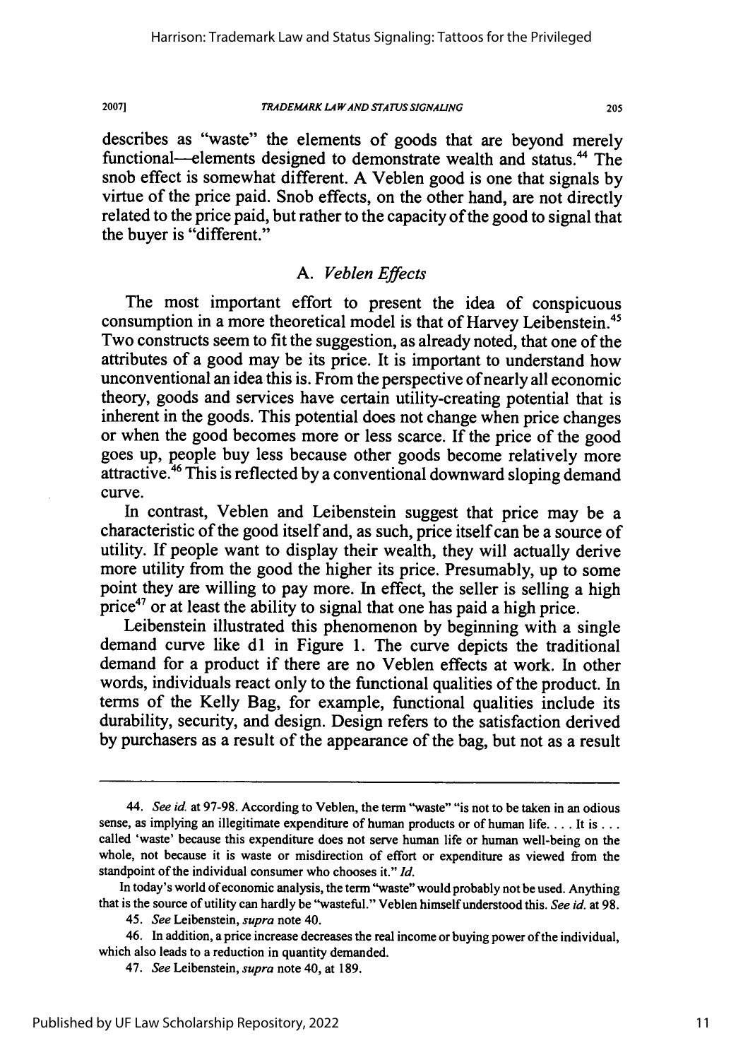describes as "waste" the elements of goods that are beyond merely functional—elements designed to demonstrate wealth and status.[44] The snob effect is somewhat different. A Veblen good is one that signals by virtue of the price paid. Snob effects, on the other hand, are not directly related to the price paid, but rather to the capacity of the good to signal that the buyer is "different."

### A. *Veblen Effects*

The most important effort to present the idea of conspicuous consumption in a more theoretical model is that of Harvey Leibenstein.[45] Two constructs seem to fit the suggestion, as already noted, that one of the attributes of a good may be its price. It is important to understand how unconventional an idea this is. From the perspective of nearly all economic theory, goods and services have certain utility-creating potential that is inherent in the goods. This potential does not change when price changes or when the good becomes more or less scarce. If the price of the good goes up, people buy less because other goods become relatively more attractive.[46] This is reflected by a conventional downward sloping demand curve.

In contrast, Veblen and Leibenstein suggest that price may be a characteristic of the good itself and, as such, price itself can be a source of utility. If people want to display their wealth, they will actually derive more utility from the good the higher its price. Presumably, up to some point they are willing to pay more. In effect, the seller is selling a high price[47] or at least the ability to signal that one has paid a high price.

Leibenstein illustrated this phenomenon by beginning with a single demand curve like d1 in Figure 1. The curve depicts the traditional demand for a product if there are no Veblen effects at work. In other words, individuals react only to the functional qualities of the product. In terms of the Kelly Bag, for example, functional qualities include its durability, security, and design. Design refers to the satisfaction derived by purchasers as a result of the appearance of the bag, but not as a result

---

44. *See id.* at 97-98. According to Veblen, the term "waste" "is not to be taken in an odious sense, as implying an illegitimate expenditure of human products or of human life. . . . It is . . . called 'waste' because this expenditure does not serve human life or human well-being on the whole, not because it is waste or misdirection of effort or expenditure as viewed from the standpoint of the individual consumer who chooses it." *Id.*

In today's world of economic analysis, the term "waste" would probably not be used. Anything that is the source of utility can hardly be "wasteful." Veblen himself understood this. *See id.* at 98.

45. *See* Leibenstein, *supra* note 40.

46. In addition, a price increase decreases the real income or buying power of the individual, which also leads to a reduction in quantity demanded.

47. *See* Leibenstein, *supra* note 40, at 189.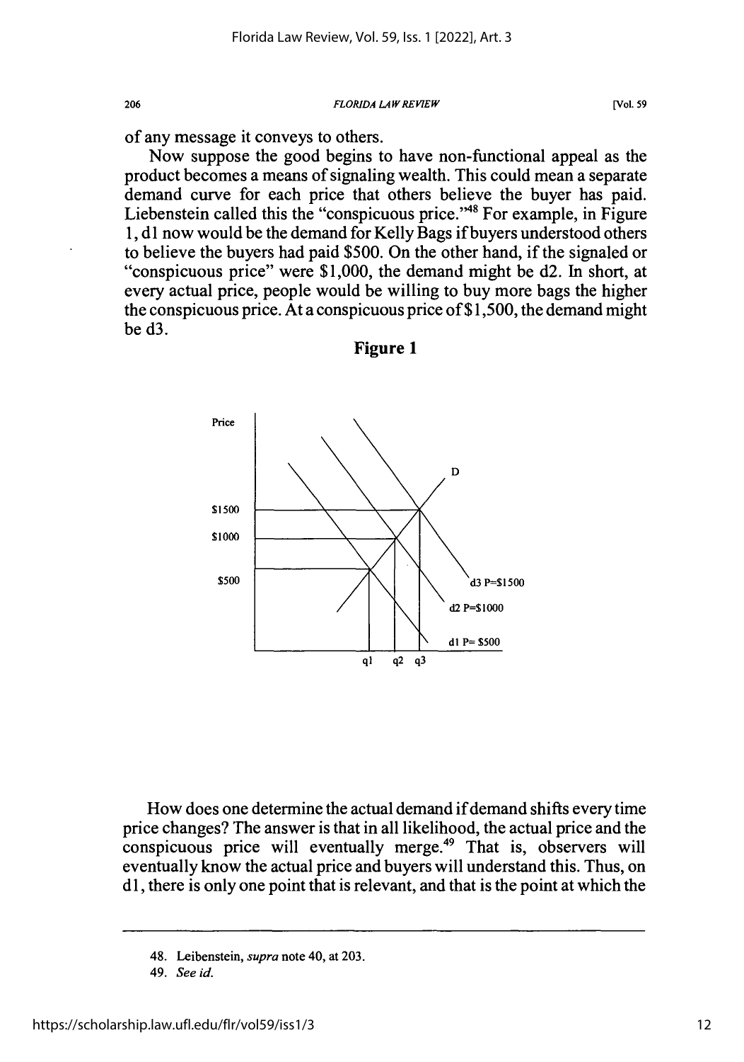of any message it conveys to others.

Now suppose the good begins to have non-functional appeal as the product becomes a means of signaling wealth. This could mean a separate demand curve for each price that others believe the buyer has paid. Liebenstein called this the "conspicuous price."[48] For example, in Figure 1, d1 now would be the demand for Kelly Bags if buyers understood others to believe the buyers had paid $500. On the other hand, if the signaled or "conspicuous price" were $1,000, the demand might be d2. In short, at every actual price, people would be willing to buy more bags the higher the conspicuous price. At a conspicuous price of $1,500, the demand might be d3.

**Figure 1**

How does one determine the actual demand if demand shifts every time price changes? The answer is that in all likelihood, the actual price and the conspicuous price will eventually merge.[49] That is, observers will eventually know the actual price and buyers will understand this. Thus, on d1, there is only one point that is relevant, and that is the point at which the

---

48. Leibenstein, *supra* note 40, at 203.

49. *See id.*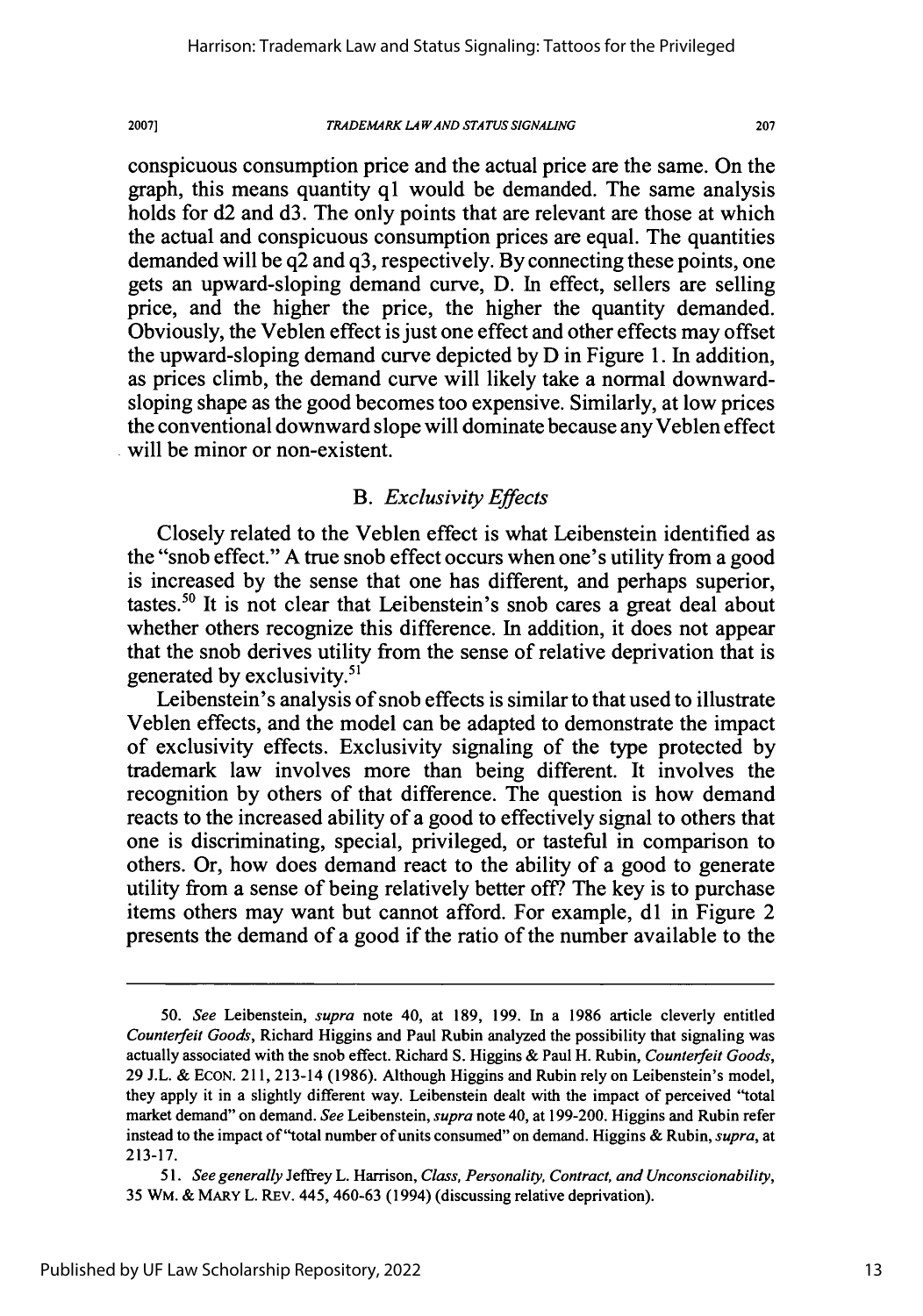conspicuous consumption price and the actual price are the same. On the graph, this means quantity q1 would be demanded. The same analysis holds for d2 and d3. The only points that are relevant are those at which the actual and conspicuous consumption prices are equal. The quantities demanded will be q2 and q3, respectively. By connecting these points, one gets an upward-sloping demand curve, D. In effect, sellers are selling price, and the higher the price, the higher the quantity demanded. Obviously, the Veblen effect is just one effect and other effects may offset the upward-sloping demand curve depicted by D in Figure 1. In addition, as prices climb, the demand curve will likely take a normal downward-sloping shape as the good becomes too expensive. Similarly, at low prices the conventional downward slope will dominate because any Veblen effect will be minor or non-existent.

### B. *Exclusivity Effects*

Closely related to the Veblen effect is what Leibenstein identified as the "snob effect." A true snob effect occurs when one's utility from a good is increased by the sense that one has different, and perhaps superior, tastes.[50] It is not clear that Leibenstein's snob cares a great deal about whether others recognize this difference. In addition, it does not appear that the snob derives utility from the sense of relative deprivation that is generated by exclusivity.[51]

Leibenstein's analysis of snob effects is similar to that used to illustrate Veblen effects, and the model can be adapted to demonstrate the impact of exclusivity effects. Exclusivity signaling of the type protected by trademark law involves more than being different. It involves the recognition by others of that difference. The question is how demand reacts to the increased ability of a good to effectively signal to others that one is discriminating, special, privileged, or tasteful in comparison to others. Or, how does demand react to the ability of a good to generate utility from a sense of being relatively better off? The key is to purchase items others may want but cannot afford. For example, d1 in Figure 2 presents the demand of a good if the ratio of the number available to the

---

50. *See* Leibenstein, *supra* note 40, at 189, 199. In a 1986 article cleverly entitled *Counterfeit Goods*, Richard Higgins and Paul Rubin analyzed the possibility that signaling was actually associated with the snob effect. Richard S. Higgins & Paul H. Rubin, *Counterfeit Goods*, 29 J.L. & ECON. 211, 213-14 (1986). Although Higgins and Rubin rely on Leibenstein's model, they apply it in a slightly different way. Leibenstein dealt with the impact of perceived "total market demand" on demand. *See* Leibenstein, *supra* note 40, at 199-200. Higgins and Rubin refer instead to the impact of "total number of units consumed" on demand. Higgins & Rubin, *supra*, at 213-17.

51. *See generally* Jeffrey L. Harrison, *Class, Personality, Contract, and Unconscionability*, 35 WM. & MARY L. REV. 445, 460-63 (1994) (discussing relative deprivation).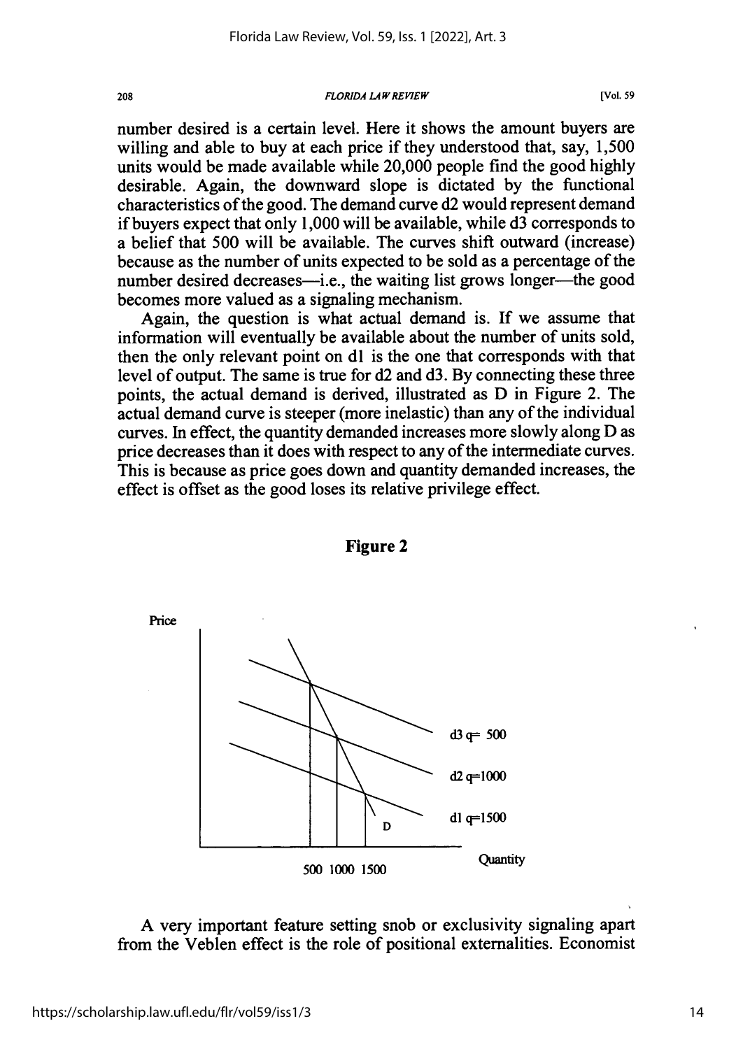number desired is a certain level. Here it shows the amount buyers are willing and able to buy at each price if they understood that, say, 1,500 units would be made available while 20,000 people find the good highly desirable. Again, the downward slope is dictated by the functional characteristics of the good. The demand curve d2 would represent demand if buyers expect that only 1,000 will be available, while d3 corresponds to a belief that 500 will be available. The curves shift outward (increase) because as the number of units expected to be sold as a percentage of the number desired decreases—i.e., the waiting list grows longer—the good becomes more valued as a signaling mechanism.

Again, the question is what actual demand is. If we assume that information will eventually be available about the number of units sold, then the only relevant point on d1 is the one that corresponds with that level of output. The same is true for d2 and d3. By connecting these three points, the actual demand is derived, illustrated as D in Figure 2. The actual demand curve is steeper (more inelastic) than any of the individual curves. In effect, the quantity demanded increases more slowly along D as price decreases than it does with respect to any of the intermediate curves. This is because as price goes down and quantity demanded increases, the effect is offset as the good loses its relative privilege effect.

**Figure 2**

Price

d3 q= 500

d2 q=1000

d1 q=1500

D

500 1000 1500

Quantity

A very important feature setting snob or exclusivity signaling apart from the Veblen effect is the role of positional externalities. Economist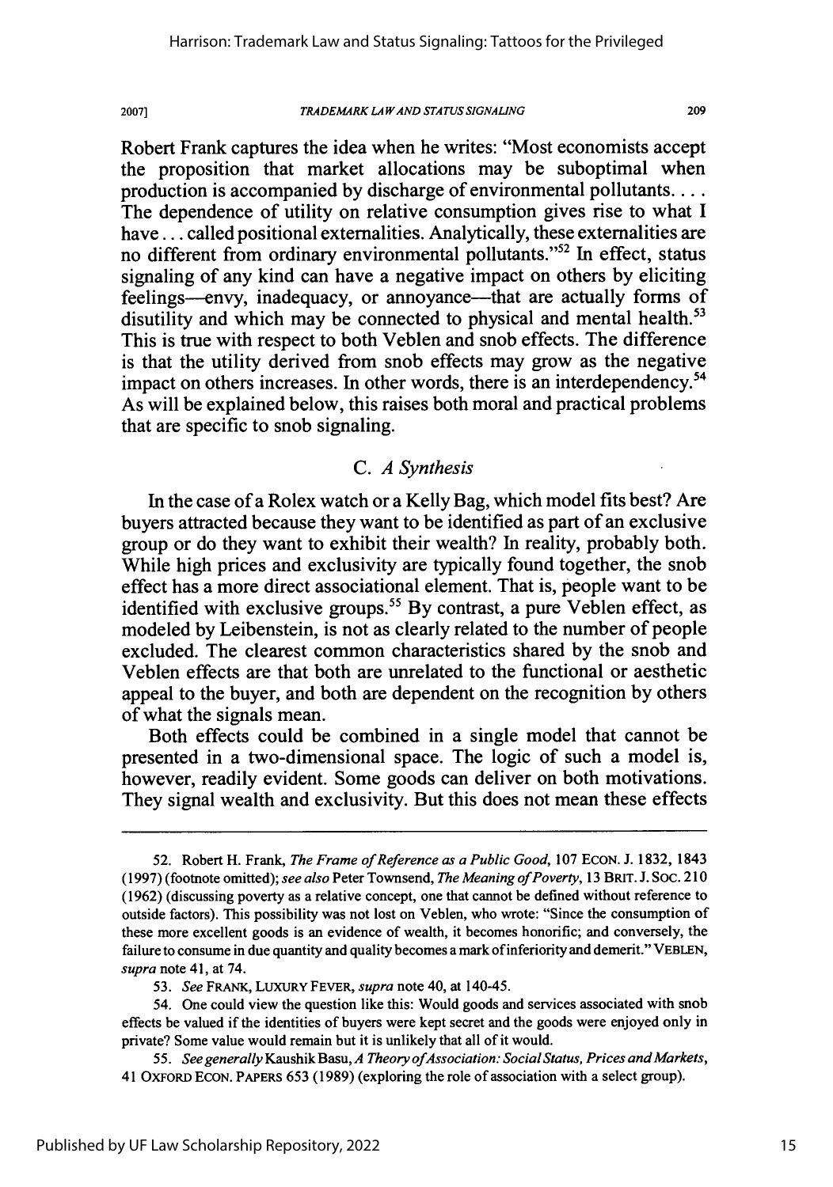Robert Frank captures the idea when he writes: "Most economists accept the proposition that market allocations may be suboptimal when production is accompanied by discharge of environmental pollutants. . . . The dependence of utility on relative consumption gives rise to what I have . . . called positional externalities. Analytically, these externalities are no different from ordinary environmental pollutants."[52] In effect, status signaling of any kind can have a negative impact on others by eliciting feelings—envy, inadequacy, or annoyance—that are actually forms of disutility and which may be connected to physical and mental health.[53] This is true with respect to both Veblen and snob effects. The difference is that the utility derived from snob effects may grow as the negative impact on others increases. In other words, there is an interdependency.[54] As will be explained below, this raises both moral and practical problems that are specific to snob signaling.

### C. *A Synthesis*

In the case of a Rolex watch or a Kelly Bag, which model fits best? Are buyers attracted because they want to be identified as part of an exclusive group or do they want to exhibit their wealth? In reality, probably both. While high prices and exclusivity are typically found together, the snob effect has a more direct associational element. That is, people want to be identified with exclusive groups.[55] By contrast, a pure Veblen effect, as modeled by Leibenstein, is not as clearly related to the number of people excluded. The clearest common characteristics shared by the snob and Veblen effects are that both are unrelated to the functional or aesthetic appeal to the buyer, and both are dependent on the recognition by others of what the signals mean.

Both effects could be combined in a single model that cannot be presented in a two-dimensional space. The logic of such a model is, however, readily evident. Some goods can deliver on both motivations. They signal wealth and exclusivity. But this does not mean these effects

---

52. Robert H. Frank, *The Frame of Reference as a Public Good*, 107 ECON. J. 1832, 1843 (1997) (footnote omitted); *see also* Peter Townsend, *The Meaning of Poverty*, 13 BRIT. J. SOC. 210 (1962) (discussing poverty as a relative concept, one that cannot be defined without reference to outside factors). This possibility was not lost on Veblen, who wrote: "Since the consumption of these more excellent goods is an evidence of wealth, it becomes honorific; and conversely, the failure to consume in due quantity and quality becomes a mark of inferiority and demerit." VEBLEN, *supra* note 41, at 74.

53. *See* FRANK, LUXURY FEVER, *supra* note 40, at 140-45.

54. One could view the question like this: Would goods and services associated with snob effects be valued if the identities of buyers were kept secret and the goods were enjoyed only in private? Some value would remain but it is unlikely that all of it would.

55. *See generally* Kaushik Basu, *A Theory of Association: Social Status, Prices and Markets*, 41 OXFORD ECON. PAPERS 653 (1989) (exploring the role of association with a select group).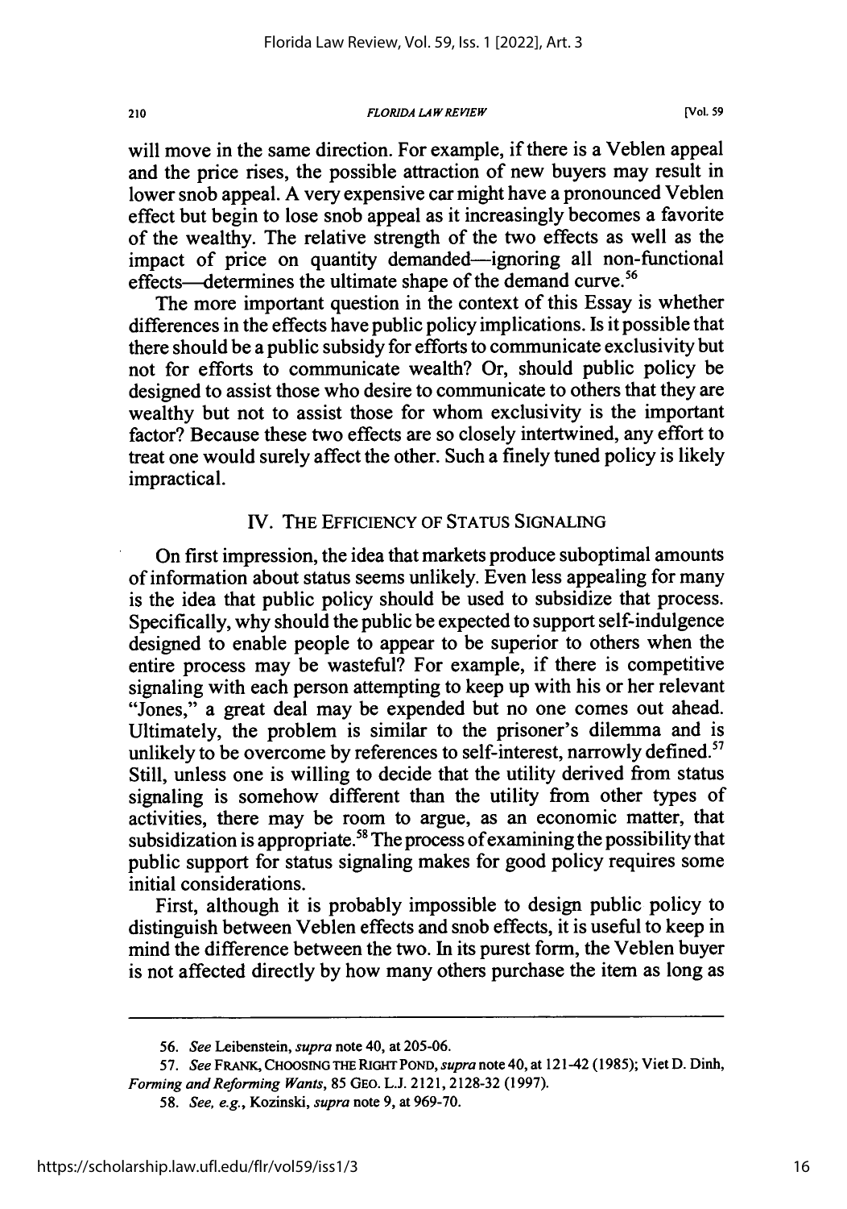will move in the same direction. For example, if there is a Veblen appeal and the price rises, the possible attraction of new buyers may result in lower snob appeal. A very expensive car might have a pronounced Veblen effect but begin to lose snob appeal as it increasingly becomes a favorite of the wealthy. The relative strength of the two effects as well as the impact of price on quantity demanded—ignoring all non-functional effects—determines the ultimate shape of the demand curve.[56]

The more important question in the context of this Essay is whether differences in the effects have public policy implications. Is it possible that there should be a public subsidy for efforts to communicate exclusivity but not for efforts to communicate wealth? Or, should public policy be designed to assist those who desire to communicate to others that they are wealthy but not to assist those for whom exclusivity is the important factor? Because these two effects are so closely intertwined, any effort to treat one would surely affect the other. Such a finely tuned policy is likely impractical.

## IV. THE EFFICIENCY OF STATUS SIGNALING

On first impression, the idea that markets produce suboptimal amounts of information about status seems unlikely. Even less appealing for many is the idea that public policy should be used to subsidize that process. Specifically, why should the public be expected to support self-indulgence designed to enable people to appear to be superior to others when the entire process may be wasteful? For example, if there is competitive signaling with each person attempting to keep up with his or her relevant "Jones," a great deal may be expended but no one comes out ahead. Ultimately, the problem is similar to the prisoner's dilemma and is unlikely to be overcome by references to self-interest, narrowly defined.[57] Still, unless one is willing to decide that the utility derived from status signaling is somehow different than the utility from other types of activities, there may be room to argue, as an economic matter, that subsidization is appropriate.[58] The process of examining the possibility that public support for status signaling makes for good policy requires some initial considerations.

First, although it is probably impossible to design public policy to distinguish between Veblen effects and snob effects, it is useful to keep in mind the difference between the two. In its purest form, the Veblen buyer is not affected directly by how many others purchase the item as long as

---

56. *See* Leibenstein, *supra* note 40, at 205-06.

57. *See* FRANK, CHOOSING THE RIGHT POND, *supra* note 40, at 121-42 (1985); Viet D. Dinh, *Forming and Reforming Wants*, 85 GEO. L.J. 2121, 2128-32 (1997).

58. *See, e.g.*, Kozinski, *supra* note 9, at 969-70.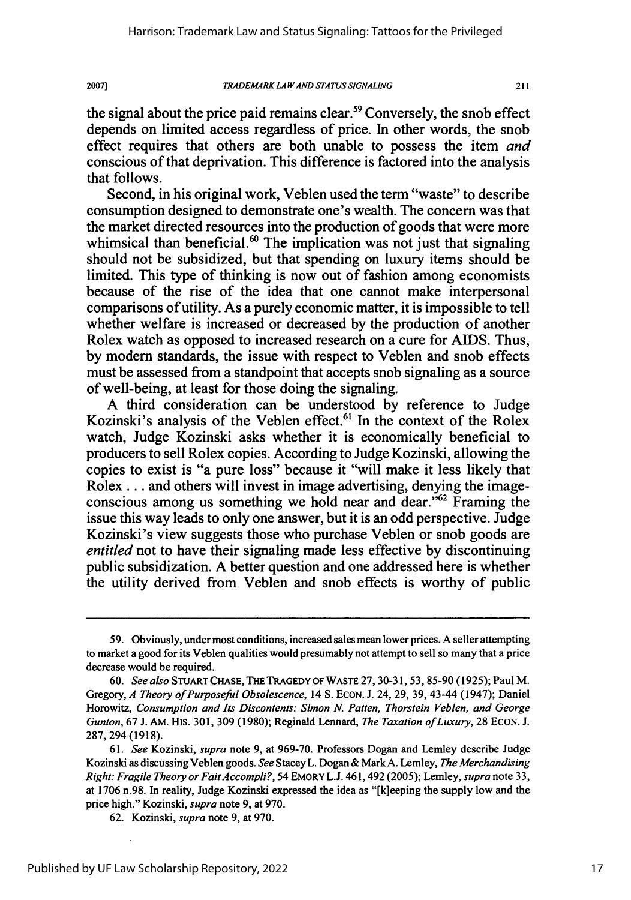the signal about the price paid remains clear.[59] Conversely, the snob effect depends on limited access regardless of price. In other words, the snob effect requires that others are both unable to possess the item *and* conscious of that deprivation. This difference is factored into the analysis that follows.

Second, in his original work, Veblen used the term "waste" to describe consumption designed to demonstrate one's wealth. The concern was that the market directed resources into the production of goods that were more whimsical than beneficial.[60] The implication was not just that signaling should not be subsidized, but that spending on luxury items should be limited. This type of thinking is now out of fashion among economists because of the rise of the idea that one cannot make interpersonal comparisons of utility. As a purely economic matter, it is impossible to tell whether welfare is increased or decreased by the production of another Rolex watch as opposed to increased research on a cure for AIDS. Thus, by modern standards, the issue with respect to Veblen and snob effects must be assessed from a standpoint that accepts snob signaling as a source of well-being, at least for those doing the signaling.

A third consideration can be understood by reference to Judge Kozinski's analysis of the Veblen effect.[61] In the context of the Rolex watch, Judge Kozinski asks whether it is economically beneficial to producers to sell Rolex copies. According to Judge Kozinski, allowing the copies to exist is "a pure loss" because it "will make it less likely that Rolex . . . and others will invest in image advertising, denying the image-conscious among us something we hold near and dear."[62] Framing the issue this way leads to only one answer, but it is an odd perspective. Judge Kozinski's view suggests those who purchase Veblen or snob goods are *entitled* not to have their signaling made less effective by discontinuing public subsidization. A better question and one addressed here is whether the utility derived from Veblen and snob effects is worthy of public

---

59. Obviously, under most conditions, increased sales mean lower prices. A seller attempting to market a good for its Veblen qualities would presumably not attempt to sell so many that a price decrease would be required.

60. *See also* STUART CHASE, THE TRAGEDY OF WASTE 27, 30-31, 53, 85-90 (1925); Paul M. Gregory, *A Theory of Purposeful Obsolescence*, 14 S. ECON. J. 24, 29, 39, 43-44 (1947); Daniel Horowitz, *Consumption and Its Discontents: Simon N. Patten, Thorstein Veblen, and George Gunton*, 67 J. AM. HIS. 301, 309 (1980); Reginald Lennard, *The Taxation of Luxury*, 28 ECON. J. 287, 294 (1918).

61. *See* Kozinski, *supra* note 9, at 969-70. Professors Dogan and Lemley describe Judge Kozinski as discussing Veblen goods. *See* Stacey L. Dogan & Mark A. Lemley, *The Merchandising Right: Fragile Theory or Fait Accompli?*, 54 EMORY L.J. 461, 492 (2005); Lemley, *supra* note 33, at 1706 n.98. In reality, Judge Kozinski expressed the idea as "[k]eeping the supply low and the price high." Kozinski, *supra* note 9, at 970.

62. Kozinski, *supra* note 9, at 970.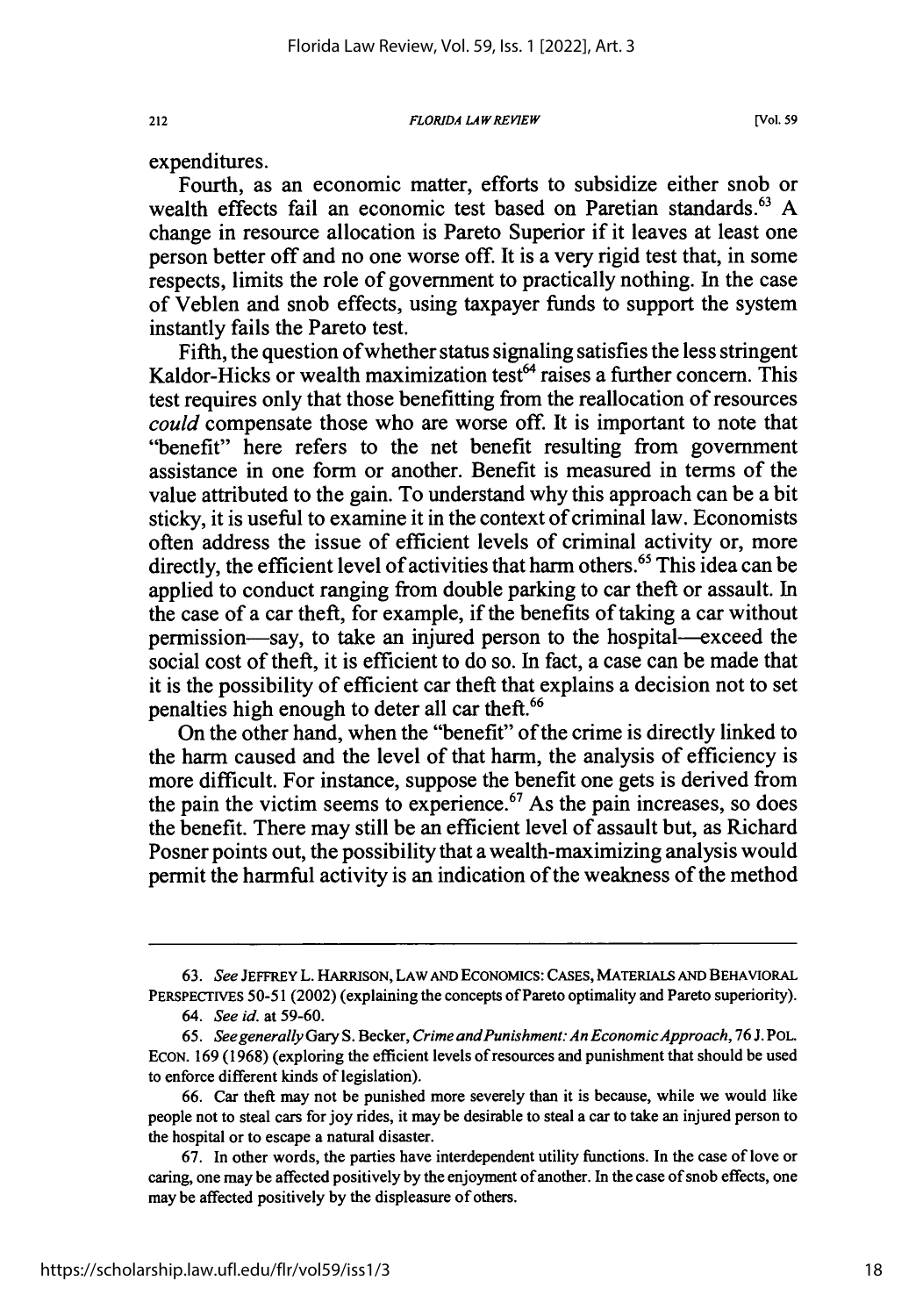expenditures.

Fourth, as an economic matter, efforts to subsidize either snob or wealth effects fail an economic test based on Paretian standards.[63] A change in resource allocation is Pareto Superior if it leaves at least one person better off and no one worse off. It is a very rigid test that, in some respects, limits the role of government to practically nothing. In the case of Veblen and snob effects, using taxpayer funds to support the system instantly fails the Pareto test.

Fifth, the question of whether status signaling satisfies the less stringent Kaldor-Hicks or wealth maximization test[64] raises a further concern. This test requires only that those benefitting from the reallocation of resources *could* compensate those who are worse off. It is important to note that "benefit" here refers to the net benefit resulting from government assistance in one form or another. Benefit is measured in terms of the value attributed to the gain. To understand why this approach can be a bit sticky, it is useful to examine it in the context of criminal law. Economists often address the issue of efficient levels of criminal activity or, more directly, the efficient level of activities that harm others.[65] This idea can be applied to conduct ranging from double parking to car theft or assault. In the case of a car theft, for example, if the benefits of taking a car without permission—say, to take an injured person to the hospital—exceed the social cost of theft, it is efficient to do so. In fact, a case can be made that it is the possibility of efficient car theft that explains a decision not to set penalties high enough to deter all car theft.[66]

On the other hand, when the "benefit" of the crime is directly linked to the harm caused and the level of that harm, the analysis of efficiency is more difficult. For instance, suppose the benefit one gets is derived from the pain the victim seems to experience.[67] As the pain increases, so does the benefit. There may still be an efficient level of assault but, as Richard Posner points out, the possibility that a wealth-maximizing analysis would permit the harmful activity is an indication of the weakness of the method

---

63. *See* JEFFREY L. HARRISON, LAW AND ECONOMICS: CASES, MATERIALS AND BEHAVIORAL PERSPECTIVES 50-51 (2002) (explaining the concepts of Pareto optimality and Pareto superiority).

64. *See id.* at 59-60.

65. *See generally* Gary S. Becker, *Crime and Punishment: An Economic Approach*, 76 J. POL. ECON. 169 (1968) (exploring the efficient levels of resources and punishment that should be used to enforce different kinds of legislation).

66. Car theft may not be punished more severely than it is because, while we would like people not to steal cars for joy rides, it may be desirable to steal a car to take an injured person to the hospital or to escape a natural disaster.

67. In other words, the parties have interdependent utility functions. In the case of love or caring, one may be affected positively by the enjoyment of another. In the case of snob effects, one may be affected positively by the displeasure of others.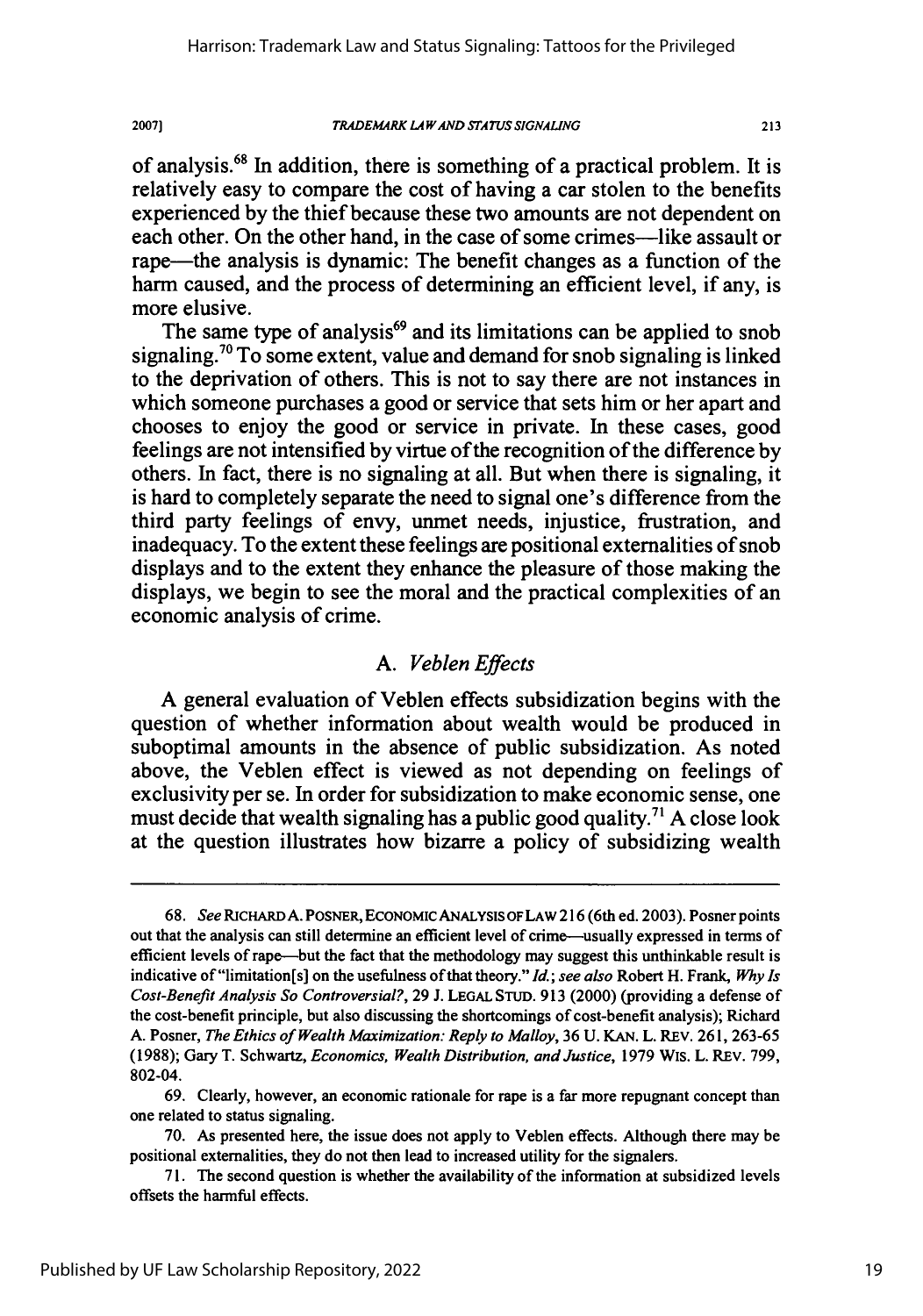of analysis.[68] In addition, there is something of a practical problem. It is relatively easy to compare the cost of having a car stolen to the benefits experienced by the thief because these two amounts are not dependent on each other. On the other hand, in the case of some crimes—like assault or rape—the analysis is dynamic: The benefit changes as a function of the harm caused, and the process of determining an efficient level, if any, is more elusive.

The same type of analysis[69] and its limitations can be applied to snob signaling.[70] To some extent, value and demand for snob signaling is linked to the deprivation of others. This is not to say there are not instances in which someone purchases a good or service that sets him or her apart and chooses to enjoy the good or service in private. In these cases, good feelings are not intensified by virtue of the recognition of the difference by others. In fact, there is no signaling at all. But when there is signaling, it is hard to completely separate the need to signal one's difference from the third party feelings of envy, unmet needs, injustice, frustration, and inadequacy. To the extent these feelings are positional externalities of snob displays and to the extent they enhance the pleasure of those making the displays, we begin to see the moral and the practical complexities of an economic analysis of crime.

## A. *Veblen Effects*

A general evaluation of Veblen effects subsidization begins with the question of whether information about wealth would be produced in suboptimal amounts in the absence of public subsidization. As noted above, the Veblen effect is viewed as not depending on feelings of exclusivity per se. In order for subsidization to make economic sense, one must decide that wealth signaling has a public good quality.[71] A close look at the question illustrates how bizarre a policy of subsidizing wealth

---

68. *See* RICHARD A. POSNER, ECONOMIC ANALYSIS OF LAW 216 (6th ed. 2003). Posner points out that the analysis can still determine an efficient level of crime—usually expressed in terms of efficient levels of rape—but the fact that the methodology may suggest this unthinkable result is indicative of "limitation[s] on the usefulness of that theory." *Id.*; *see also* Robert H. Frank, *Why Is Cost-Benefit Analysis So Controversial?*, 29 J. LEGAL STUD. 913 (2000) (providing a defense of the cost-benefit principle, but also discussing the shortcomings of cost-benefit analysis); Richard A. Posner, *The Ethics of Wealth Maximization: Reply to Malloy*, 36 U. KAN. L. REV. 261, 263-65 (1988); Gary T. Schwartz, *Economics, Wealth Distribution, and Justice*, 1979 WIS. L. REV. 799, 802-04.

69. Clearly, however, an economic rationale for rape is a far more repugnant concept than one related to status signaling.

70. As presented here, the issue does not apply to Veblen effects. Although there may be positional externalities, they do not then lead to increased utility for the signalers.

71. The second question is whether the availability of the information at subsidized levels offsets the harmful effects.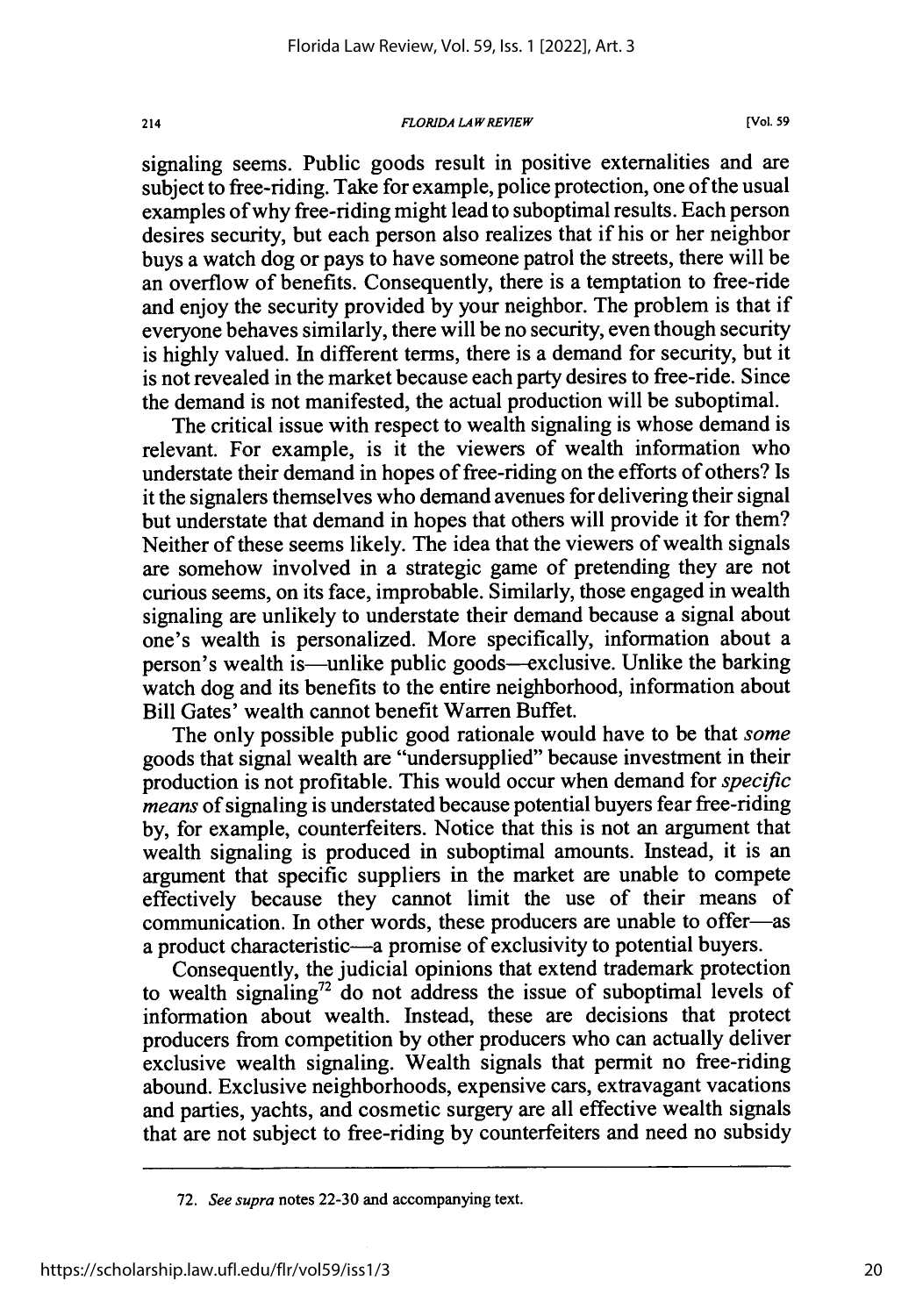signaling seems. Public goods result in positive externalities and are subject to free-riding. Take for example, police protection, one of the usual examples of why free-riding might lead to suboptimal results. Each person desires security, but each person also realizes that if his or her neighbor buys a watch dog or pays to have someone patrol the streets, there will be an overflow of benefits. Consequently, there is a temptation to free-ride and enjoy the security provided by your neighbor. The problem is that if everyone behaves similarly, there will be no security, even though security is highly valued. In different terms, there is a demand for security, but it is not revealed in the market because each party desires to free-ride. Since the demand is not manifested, the actual production will be suboptimal.

The critical issue with respect to wealth signaling is whose demand is relevant. For example, is it the viewers of wealth information who understate their demand in hopes of free-riding on the efforts of others? Is it the signalers themselves who demand avenues for delivering their signal but understate that demand in hopes that others will provide it for them? Neither of these seems likely. The idea that the viewers of wealth signals are somehow involved in a strategic game of pretending they are not curious seems, on its face, improbable. Similarly, those engaged in wealth signaling are unlikely to understate their demand because a signal about one's wealth is personalized. More specifically, information about a person's wealth is—unlike public goods—exclusive. Unlike the barking watch dog and its benefits to the entire neighborhood, information about Bill Gates' wealth cannot benefit Warren Buffet.

The only possible public good rationale would have to be that *some* goods that signal wealth are "undersupplied" because investment in their production is not profitable. This would occur when demand for *specific means* of signaling is understated because potential buyers fear free-riding by, for example, counterfeiters. Notice that this is not an argument that wealth signaling is produced in suboptimal amounts. Instead, it is an argument that specific suppliers in the market are unable to compete effectively because they cannot limit the use of their means of communication. In other words, these producers are unable to offer—as a product characteristic—a promise of exclusivity to potential buyers.

Consequently, the judicial opinions that extend trademark protection to wealth signaling[72] do not address the issue of suboptimal levels of information about wealth. Instead, these are decisions that protect producers from competition by other producers who can actually deliver exclusive wealth signaling. Wealth signals that permit no free-riding abound. Exclusive neighborhoods, expensive cars, extravagant vacations and parties, yachts, and cosmetic surgery are all effective wealth signals that are not subject to free-riding by counterfeiters and need no subsidy

---

72. *See supra* notes 22-30 and accompanying text.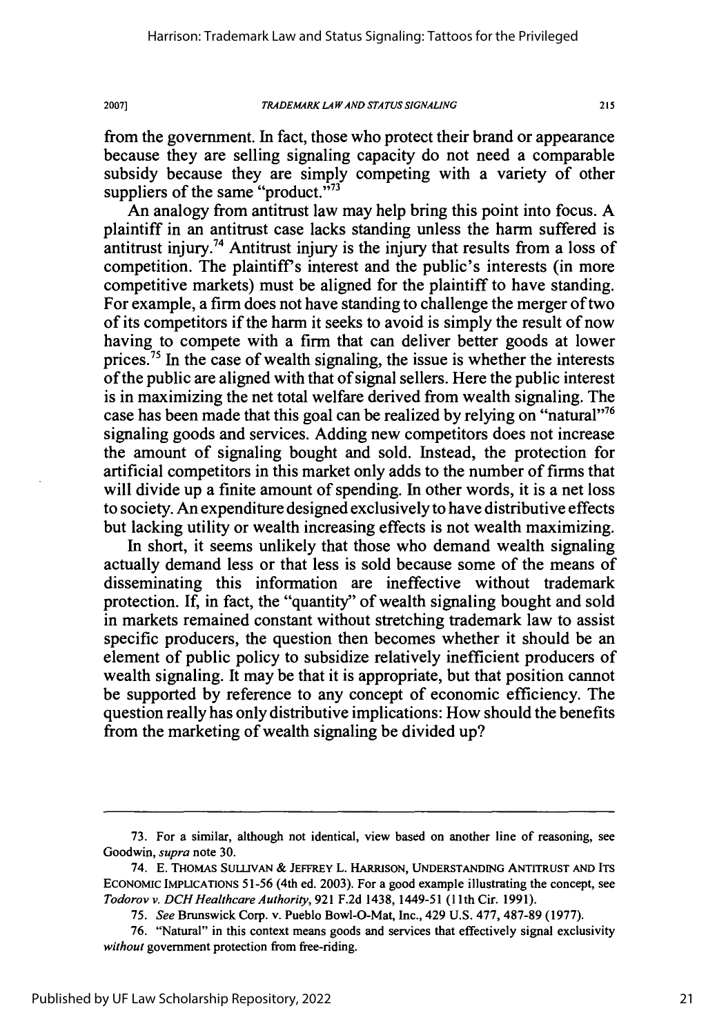from the government. In fact, those who protect their brand or appearance because they are selling signaling capacity do not need a comparable subsidy because they are simply competing with a variety of other suppliers of the same "product."[73]

An analogy from antitrust law may help bring this point into focus. A plaintiff in an antitrust case lacks standing unless the harm suffered is antitrust injury.[74] Antitrust injury is the injury that results from a loss of competition. The plaintiff's interest and the public's interests (in more competitive markets) must be aligned for the plaintiff to have standing. For example, a firm does not have standing to challenge the merger of two of its competitors if the harm it seeks to avoid is simply the result of now having to compete with a firm that can deliver better goods at lower prices.[75] In the case of wealth signaling, the issue is whether the interests of the public are aligned with that of signal sellers. Here the public interest is in maximizing the net total welfare derived from wealth signaling. The case has been made that this goal can be realized by relying on "natural"[76] signaling goods and services. Adding new competitors does not increase the amount of signaling bought and sold. Instead, the protection for artificial competitors in this market only adds to the number of firms that will divide up a finite amount of spending. In other words, it is a net loss to society. An expenditure designed exclusively to have distributive effects but lacking utility or wealth increasing effects is not wealth maximizing.

In short, it seems unlikely that those who demand wealth signaling actually demand less or that less is sold because some of the means of disseminating this information are ineffective without trademark protection. If, in fact, the "quantity" of wealth signaling bought and sold in markets remained constant without stretching trademark law to assist specific producers, the question then becomes whether it should be an element of public policy to subsidize relatively inefficient producers of wealth signaling. It may be that it is appropriate, but that position cannot be supported by reference to any concept of economic efficiency. The question really has only distributive implications: How should the benefits from the marketing of wealth signaling be divided up?

---

73. For a similar, although not identical, view based on another line of reasoning, see Goodwin, *supra* note 30.

74. E. THOMAS SULLIVAN & JEFFREY L. HARRISON, UNDERSTANDING ANTITRUST AND ITS ECONOMIC IMPLICATIONS 51-56 (4th ed. 2003). For a good example illustrating the concept, see *Todorov v. DCH Healthcare Authority*, 921 F.2d 1438, 1449-51 (11th Cir. 1991).

75. *See* Brunswick Corp. v. Pueblo Bowl-O-Mat, Inc., 429 U.S. 477, 487-89 (1977).

76. "Natural" in this context means goods and services that effectively signal exclusivity *without* government protection from free-riding.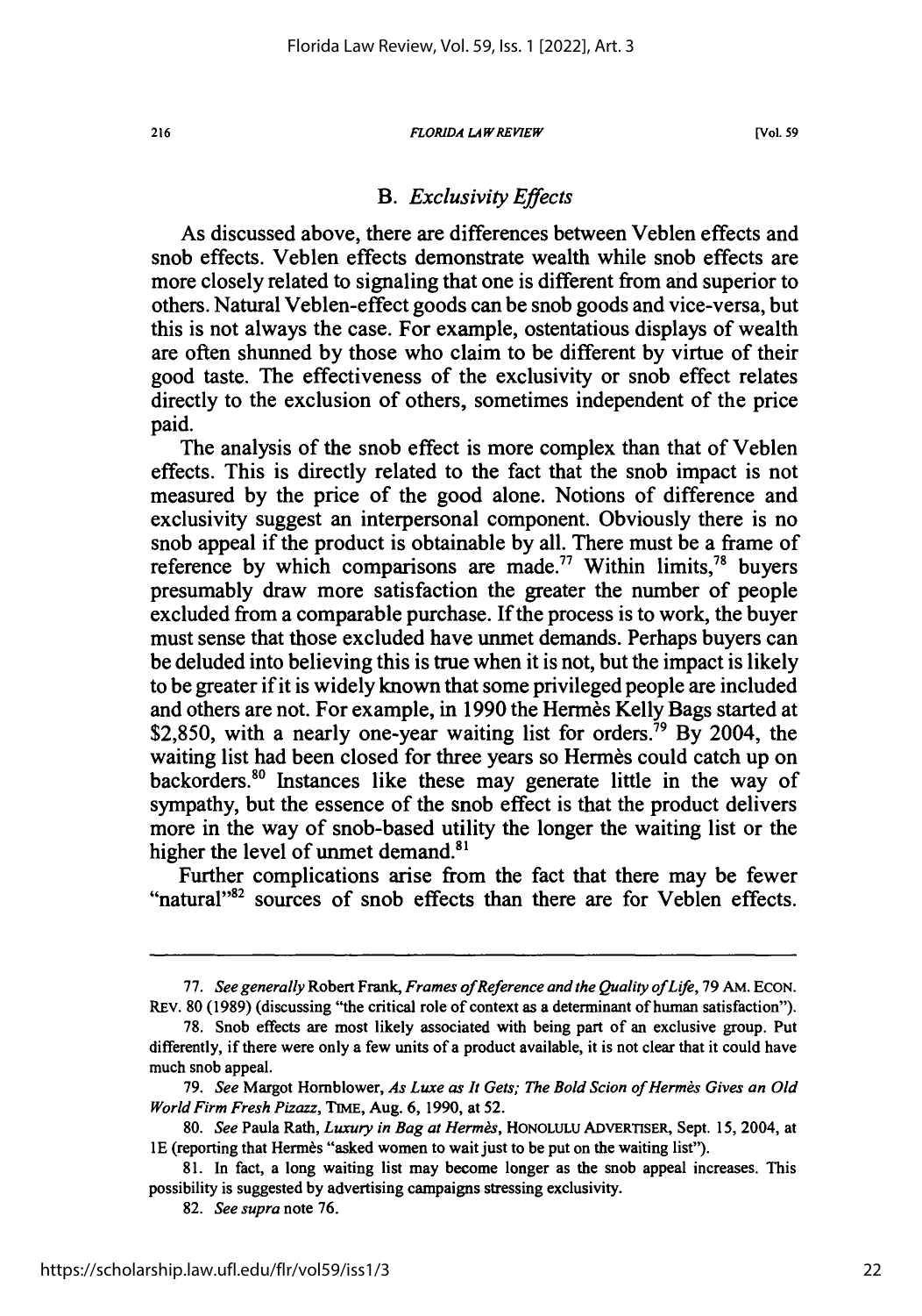### B. *Exclusivity Effects*

As discussed above, there are differences between Veblen effects and snob effects. Veblen effects demonstrate wealth while snob effects are more closely related to signaling that one is different from and superior to others. Natural Veblen-effect goods can be snob goods and vice-versa, but this is not always the case. For example, ostentatious displays of wealth are often shunned by those who claim to be different by virtue of their good taste. The effectiveness of the exclusivity or snob effect relates directly to the exclusion of others, sometimes independent of the price paid.

The analysis of the snob effect is more complex than that of Veblen effects. This is directly related to the fact that the snob impact is not measured by the price of the good alone. Notions of difference and exclusivity suggest an interpersonal component. Obviously there is no snob appeal if the product is obtainable by all. There must be a frame of reference by which comparisons are made.[77] Within limits,[78] buyers presumably draw more satisfaction the greater the number of people excluded from a comparable purchase. If the process is to work, the buyer must sense that those excluded have unmet demands. Perhaps buyers can be deluded into believing this is true when it is not, but the impact is likely to be greater if it is widely known that some privileged people are included and others are not. For example, in 1990 the Hermès Kelly Bags started at $2,850, with a nearly one-year waiting list for orders.[79] By 2004, the waiting list had been closed for three years so Hermès could catch up on backorders.[80] Instances like these may generate little in the way of sympathy, but the essence of the snob effect is that the product delivers more in the way of snob-based utility the longer the waiting list or the higher the level of unmet demand.[81]

Further complications arise from the fact that there may be fewer "natural"[82] sources of snob effects than there are for Veblen effects.

---

77. *See generally* Robert Frank, *Frames of Reference and the Quality of Life*, 79 AM. ECON. REV. 80 (1989) (discussing "the critical role of context as a determinant of human satisfaction").

78. Snob effects are most likely associated with being part of an exclusive group. Put differently, if there were only a few units of a product available, it is not clear that it could have much snob appeal.

79. *See* Margot Hornblower, *As Luxe as It Gets; The Bold Scion of Hermès Gives an Old World Firm Fresh Pizazz*, TIME, Aug. 6, 1990, at 52.

80. *See* Paula Rath, *Luxury in Bag at Hermès*, HONOLULU ADVERTISER, Sept. 15, 2004, at 1E (reporting that Hermès "asked women to wait just to be put on the waiting list").

81. In fact, a long waiting list may become longer as the snob appeal increases. This possibility is suggested by advertising campaigns stressing exclusivity.

82. *See supra* note 76.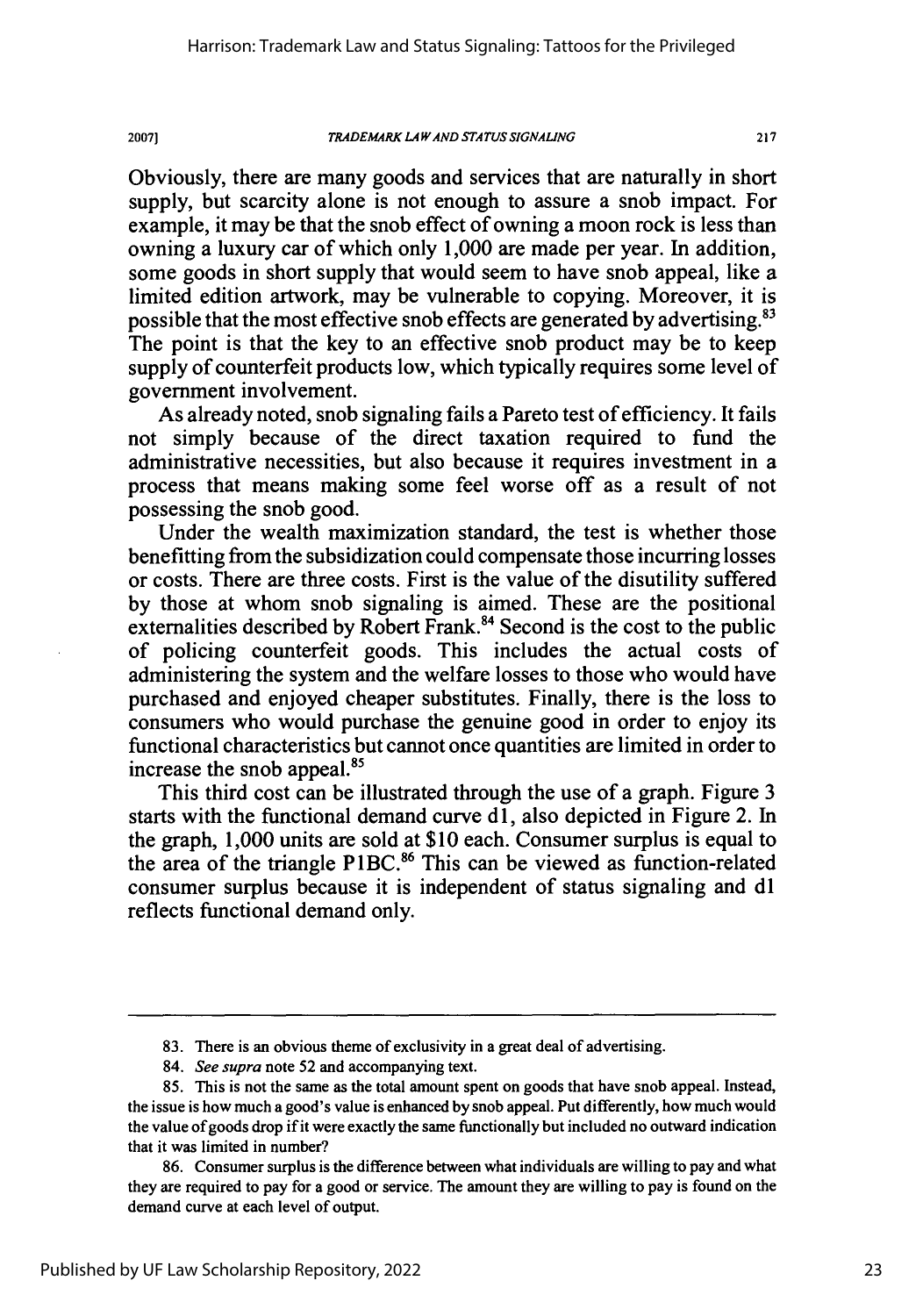Obviously, there are many goods and services that are naturally in short supply, but scarcity alone is not enough to assure a snob impact. For example, it may be that the snob effect of owning a moon rock is less than owning a luxury car of which only 1,000 are made per year. In addition, some goods in short supply that would seem to have snob appeal, like a limited edition artwork, may be vulnerable to copying. Moreover, it is possible that the most effective snob effects are generated by advertising.[83] The point is that the key to an effective snob product may be to keep supply of counterfeit products low, which typically requires some level of government involvement.

As already noted, snob signaling fails a Pareto test of efficiency. It fails not simply because of the direct taxation required to fund the administrative necessities, but also because it requires investment in a process that means making some feel worse off as a result of not possessing the snob good.

Under the wealth maximization standard, the test is whether those benefitting from the subsidization could compensate those incurring losses or costs. There are three costs. First is the value of the disutility suffered by those at whom snob signaling is aimed. These are the positional externalities described by Robert Frank.[84] Second is the cost to the public of policing counterfeit goods. This includes the actual costs of administering the system and the welfare losses to those who would have purchased and enjoyed cheaper substitutes. Finally, there is the loss to consumers who would purchase the genuine good in order to enjoy its functional characteristics but cannot once quantities are limited in order to increase the snob appeal.[85]

This third cost can be illustrated through the use of a graph. Figure 3 starts with the functional demand curve d1, also depicted in Figure 2. In the graph, 1,000 units are sold at $10 each. Consumer surplus is equal to the area of the triangle P1BC.[86] This can be viewed as function-related consumer surplus because it is independent of status signaling and d1 reflects functional demand only.

---

83. There is an obvious theme of exclusivity in a great deal of advertising.

84. *See supra* note 52 and accompanying text.

85. This is not the same as the total amount spent on goods that have snob appeal. Instead, the issue is how much a good's value is enhanced by snob appeal. Put differently, how much would the value of goods drop if it were exactly the same functionally but included no outward indication that it was limited in number?

86. Consumer surplus is the difference between what individuals are willing to pay and what they are required to pay for a good or service. The amount they are willing to pay is found on the demand curve at each level of output.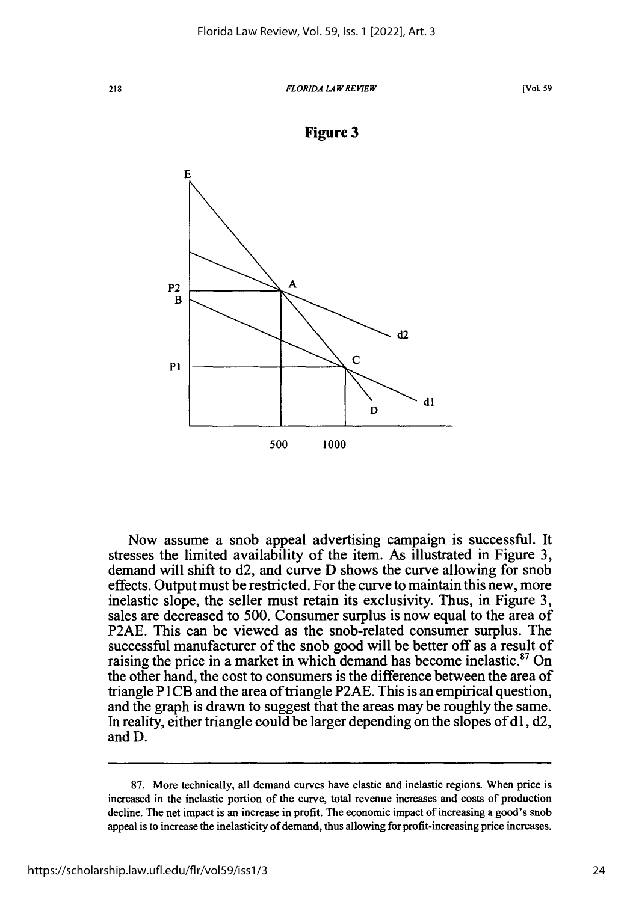**Figure 3**

Now assume a snob appeal advertising campaign is successful. It stresses the limited availability of the item. As illustrated in Figure 3, demand will shift to d2, and curve D shows the curve allowing for snob effects. Output must be restricted. For the curve to maintain this new, more inelastic slope, the seller must retain its exclusivity. Thus, in Figure 3, sales are decreased to 500. Consumer surplus is now equal to the area of P2AE. This can be viewed as the snob-related consumer surplus. The successful manufacturer of the snob good will be better off as a result of raising the price in a market in which demand has become inelastic.[87] On the other hand, the cost to consumers is the difference between the area of triangle P1CB and the area of triangle P2AE. This is an empirical question, and the graph is drawn to suggest that the areas may be roughly the same. In reality, either triangle could be larger depending on the slopes of d1, d2, and D.

---

87. More technically, all demand curves have elastic and inelastic regions. When price is increased in the inelastic portion of the curve, total revenue increases and costs of production decline. The net impact is an increase in profit. The economic impact of increasing a good's snob appeal is to increase the inelasticity of demand, thus allowing for profit-increasing price increases.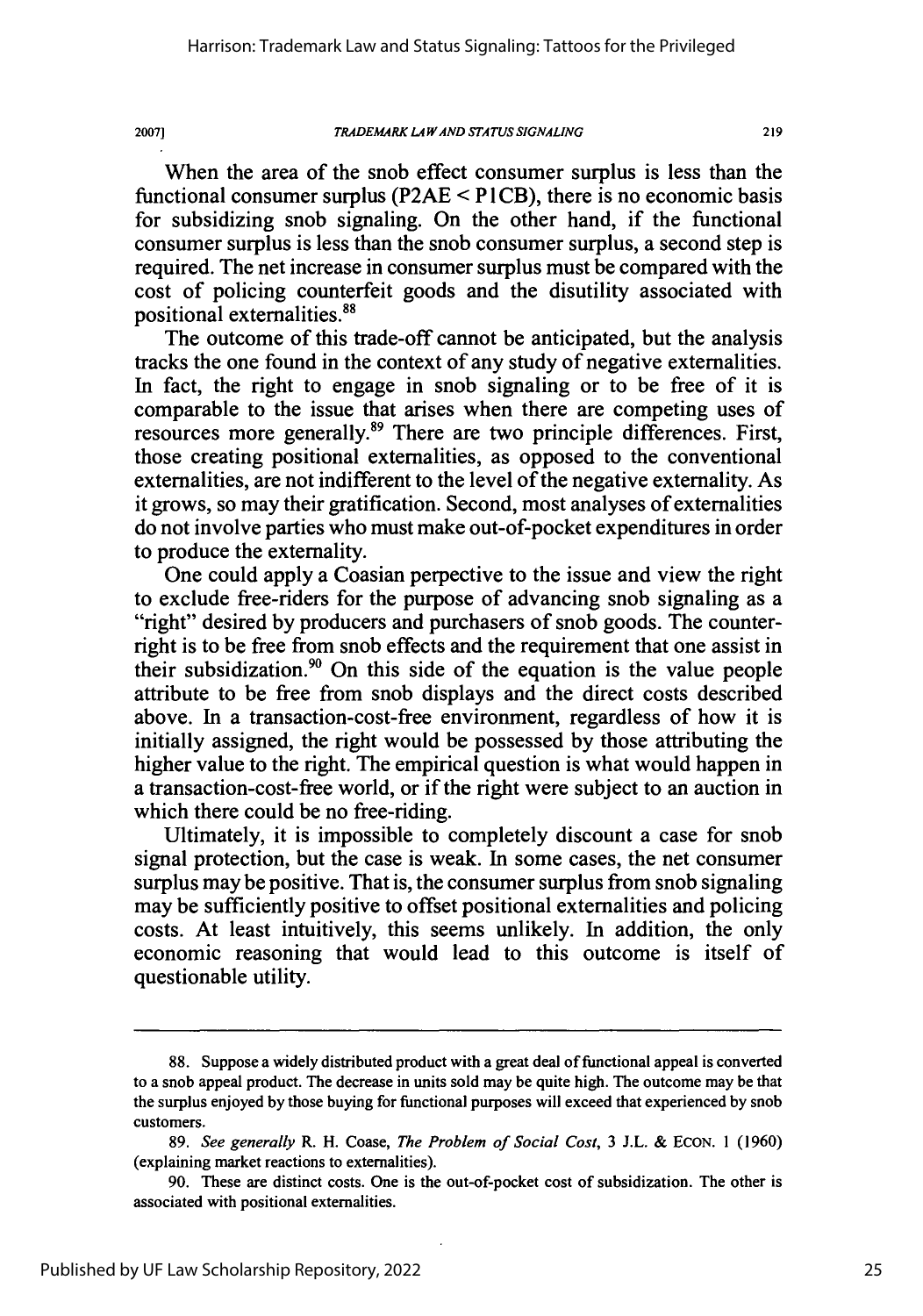When the area of the snob effect consumer surplus is less than the functional consumer surplus (P2AE < P1CB), there is no economic basis for subsidizing snob signaling. On the other hand, if the functional consumer surplus is less than the snob consumer surplus, a second step is required. The net increase in consumer surplus must be compared with the cost of policing counterfeit goods and the disutility associated with positional externalities.[88]

The outcome of this trade-off cannot be anticipated, but the analysis tracks the one found in the context of any study of negative externalities. In fact, the right to engage in snob signaling or to be free of it is comparable to the issue that arises when there are competing uses of resources more generally.[89] There are two principle differences. First, those creating positional externalities, as opposed to the conventional externalities, are not indifferent to the level of the negative externality. As it grows, so may their gratification. Second, most analyses of externalities do not involve parties who must make out-of-pocket expenditures in order to produce the externality.

One could apply a Coasian perpective to the issue and view the right to exclude free-riders for the purpose of advancing snob signaling as a "right" desired by producers and purchasers of snob goods. The counter-right is to be free from snob effects and the requirement that one assist in their subsidization.[90] On this side of the equation is the value people attribute to be free from snob displays and the direct costs described above. In a transaction-cost-free environment, regardless of how it is initially assigned, the right would be possessed by those attributing the higher value to the right. The empirical question is what would happen in a transaction-cost-free world, or if the right were subject to an auction in which there could be no free-riding.

Ultimately, it is impossible to completely discount a case for snob signal protection, but the case is weak. In some cases, the net consumer surplus may be positive. That is, the consumer surplus from snob signaling may be sufficiently positive to offset positional externalities and policing costs. At least intuitively, this seems unlikely. In addition, the only economic reasoning that would lead to this outcome is itself of questionable utility.

---

88. Suppose a widely distributed product with a great deal of functional appeal is converted to a snob appeal product. The decrease in units sold may be quite high. The outcome may be that the surplus enjoyed by those buying for functional purposes will exceed that experienced by snob customers.

89. *See generally* R. H. Coase, *The Problem of Social Cost*, 3 J.L. & ECON. 1 (1960) (explaining market reactions to externalities).

90. These are distinct costs. One is the out-of-pocket cost of subsidization. The other is associated with positional externalities.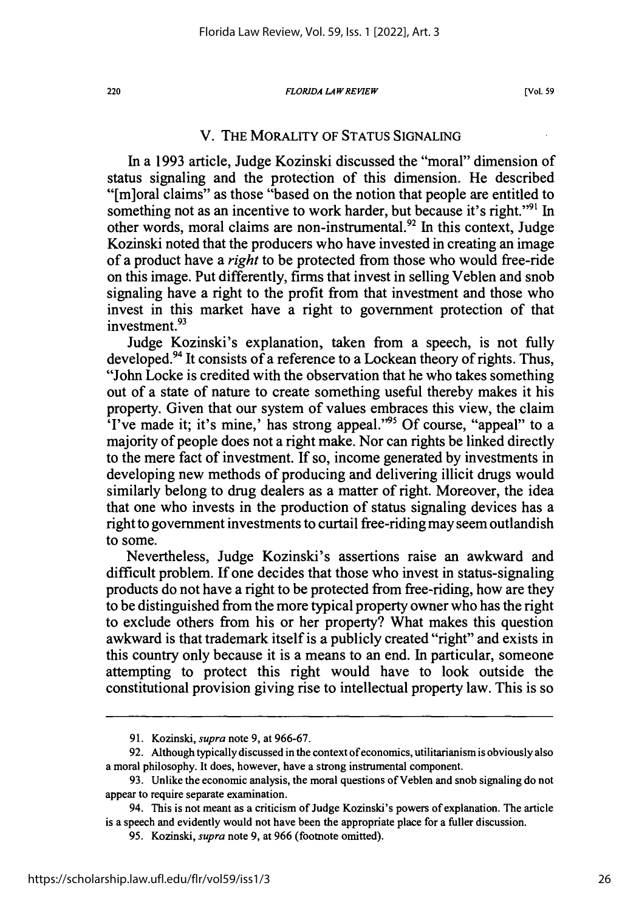## V. THE MORALITY OF STATUS SIGNALING

In a 1993 article, Judge Kozinski discussed the "moral" dimension of status signaling and the protection of this dimension. He described "[m]oral claims" as those "based on the notion that people are entitled to something not as an incentive to work harder, but because it's right."[91] In other words, moral claims are non-instrumental.[92] In this context, Judge Kozinski noted that the producers who have invested in creating an image of a product have a *right* to be protected from those who would free-ride on this image. Put differently, firms that invest in selling Veblen and snob signaling have a right to the profit from that investment and those who invest in this market have a right to government protection of that investment.[93]

Judge Kozinski's explanation, taken from a speech, is not fully developed.[94] It consists of a reference to a Lockean theory of rights. Thus, "John Locke is credited with the observation that he who takes something out of a state of nature to create something useful thereby makes it his property. Given that our system of values embraces this view, the claim 'I've made it; it's mine,' has strong appeal."[95] Of course, "appeal" to a majority of people does not a right make. Nor can rights be linked directly to the mere fact of investment. If so, income generated by investments in developing new methods of producing and delivering illicit drugs would similarly belong to drug dealers as a matter of right. Moreover, the idea that one who invests in the production of status signaling devices has a right to government investments to curtail free-riding may seem outlandish to some.

Nevertheless, Judge Kozinski's assertions raise an awkward and difficult problem. If one decides that those who invest in status-signaling products do not have a right to be protected from free-riding, how are they to be distinguished from the more typical property owner who has the right to exclude others from his or her property? What makes this question awkward is that trademark itself is a publicly created "right" and exists in this country only because it is a means to an end. In particular, someone attempting to protect this right would have to look outside the constitutional provision giving rise to intellectual property law. This is so

---

91. Kozinski, *supra* note 9, at 966-67.

92. Although typically discussed in the context of economics, utilitarianism is obviously also a moral philosophy. It does, however, have a strong instrumental component.

93. Unlike the economic analysis, the moral questions of Veblen and snob signaling do not appear to require separate examination.

94. This is not meant as a criticism of Judge Kozinski's powers of explanation. The article is a speech and evidently would not have been the appropriate place for a fuller discussion.

95. Kozinski, *supra* note 9, at 966 (footnote omitted).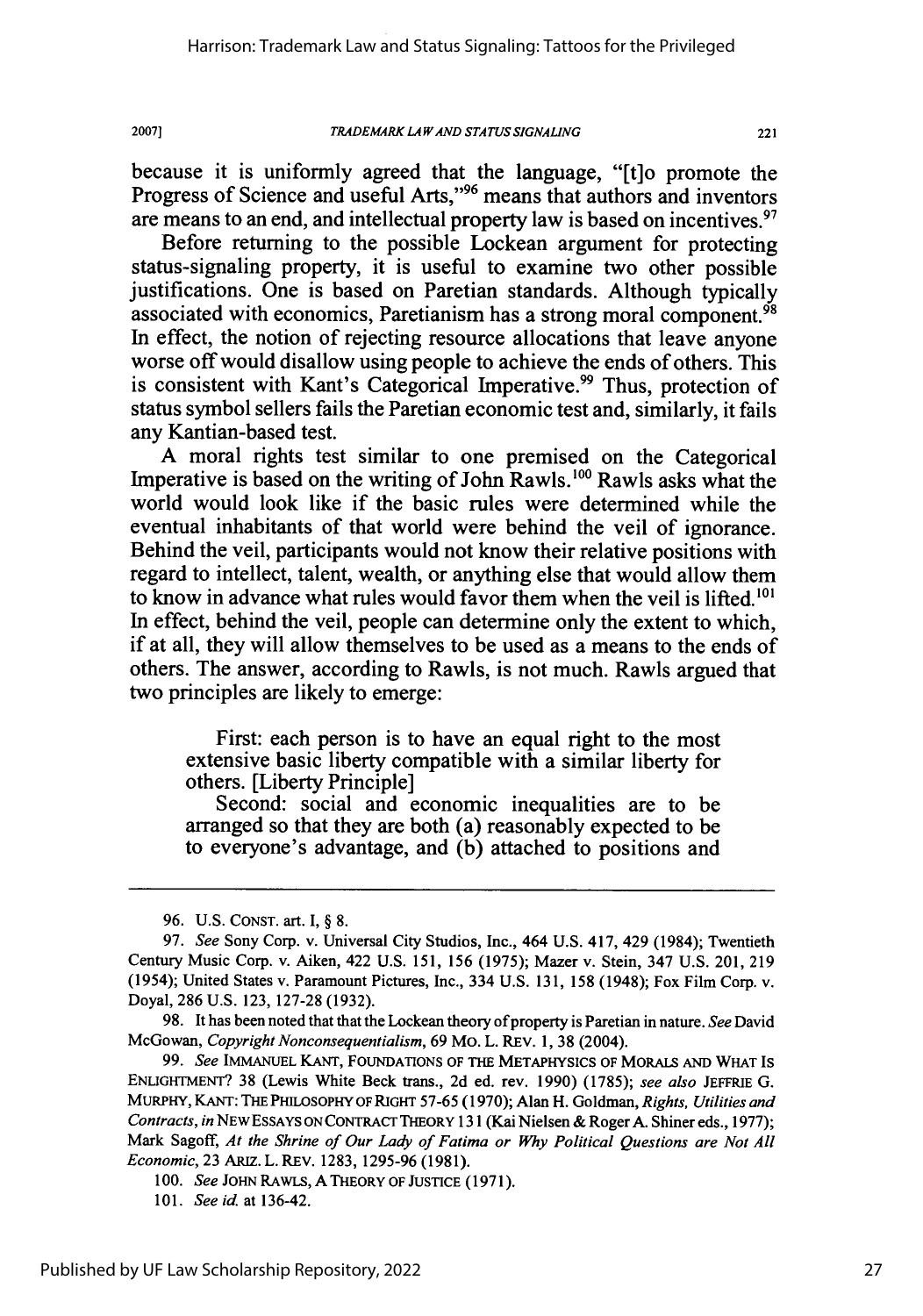because it is uniformly agreed that the language, "[t]o promote the Progress of Science and useful Arts,"[96] means that authors and inventors are means to an end, and intellectual property law is based on incentives.[97]

Before returning to the possible Lockean argument for protecting status-signaling property, it is useful to examine two other possible justifications. One is based on Paretian standards. Although typically associated with economics, Paretianism has a strong moral component.[98] In effect, the notion of rejecting resource allocations that leave anyone worse off would disallow using people to achieve the ends of others. This is consistent with Kant's Categorical Imperative.[99] Thus, protection of status symbol sellers fails the Paretian economic test and, similarly, it fails any Kantian-based test.

A moral rights test similar to one premised on the Categorical Imperative is based on the writing of John Rawls.[100] Rawls asks what the world would look like if the basic rules were determined while the eventual inhabitants of that world were behind the veil of ignorance. Behind the veil, participants would not know their relative positions with regard to intellect, talent, wealth, or anything else that would allow them to know in advance what rules would favor them when the veil is lifted.[101] In effect, behind the veil, people can determine only the extent to which, if at all, they will allow themselves to be used as a means to the ends of others. The answer, according to Rawls, is not much. Rawls argued that two principles are likely to emerge:

> First: each person is to have an equal right to the most extensive basic liberty compatible with a similar liberty for others. [Liberty Principle]
>
> Second: social and economic inequalities are to be arranged so that they are both (a) reasonably expected to be to everyone's advantage, and (b) attached to positions and

---

96. U.S. CONST. art. I, § 8.

97. *See* Sony Corp. v. Universal City Studios, Inc., 464 U.S. 417, 429 (1984); Twentieth Century Music Corp. v. Aiken, 422 U.S. 151, 156 (1975); Mazer v. Stein, 347 U.S. 201, 219 (1954); United States v. Paramount Pictures, Inc., 334 U.S. 131, 158 (1948); Fox Film Corp. v. Doyal, 286 U.S. 123, 127-28 (1932).

98. It has been noted that that the Lockean theory of property is Paretian in nature. *See* David McGowan, *Copyright Nonconsequentialism*, 69 MO. L. REV. 1, 38 (2004).

99. *See* IMMANUEL KANT, FOUNDATIONS OF THE METAPHYSICS OF MORALS AND WHAT IS ENLIGHTMENT? 38 (Lewis White Beck trans., 2d ed. rev. 1990) (1785); *see also* JEFFRIE G. MURPHY, KANT: THE PHILOSOPHY OF RIGHT 57-65 (1970); Alan H. Goldman, *Rights, Utilities and Contracts*, *in* NEW ESSAYS ON CONTRACT THEORY 131 (Kai Nielsen & Roger A. Shiner eds., 1977); Mark Sagoff, *At the Shrine of Our Lady of Fatima or Why Political Questions are Not All Economic*, 23 ARIZ. L. REV. 1283, 1295-96 (1981).

100. *See* JOHN RAWLS, A THEORY OF JUSTICE (1971).

101. *See id.* at 136-42.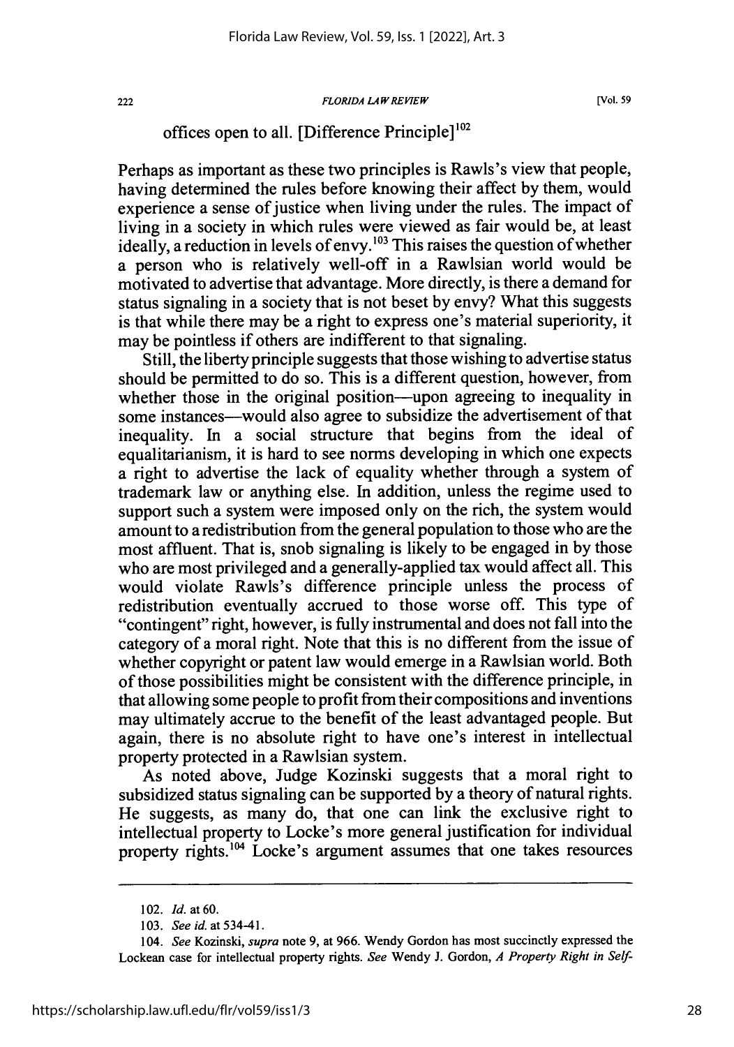offices open to all. [Difference Principle][102]

Perhaps as important as these two principles is Rawls's view that people, having determined the rules before knowing their affect by them, would experience a sense of justice when living under the rules. The impact of living in a society in which rules were viewed as fair would be, at least ideally, a reduction in levels of envy.[103] This raises the question of whether a person who is relatively well-off in a Rawlsian world would be motivated to advertise that advantage. More directly, is there a demand for status signaling in a society that is not beset by envy? What this suggests is that while there may be a right to express one's material superiority, it may be pointless if others are indifferent to that signaling.

Still, the liberty principle suggests that those wishing to advertise status should be permitted to do so. This is a different question, however, from whether those in the original position—upon agreeing to inequality in some instances—would also agree to subsidize the advertisement of that inequality. In a social structure that begins from the ideal of equalitarianism, it is hard to see norms developing in which one expects a right to advertise the lack of equality whether through a system of trademark law or anything else. In addition, unless the regime used to support such a system were imposed only on the rich, the system would amount to a redistribution from the general population to those who are the most affluent. That is, snob signaling is likely to be engaged in by those who are most privileged and a generally-applied tax would affect all. This would violate Rawls's difference principle unless the process of redistribution eventually accrued to those worse off. This type of "contingent" right, however, is fully instrumental and does not fall into the category of a moral right. Note that this is no different from the issue of whether copyright or patent law would emerge in a Rawlsian world. Both of those possibilities might be consistent with the difference principle, in that allowing some people to profit from their compositions and inventions may ultimately accrue to the benefit of the least advantaged people. But again, there is no absolute right to have one's interest in intellectual property protected in a Rawlsian system.

As noted above, Judge Kozinski suggests that a moral right to subsidized status signaling can be supported by a theory of natural rights. He suggests, as many do, that one can link the exclusive right to intellectual property to Locke's more general justification for individual property rights.[104] Locke's argument assumes that one takes resources

---

102. *Id.* at 60.

103. *See id.* at 534-41.

104. *See* Kozinski, *supra* note 9, at 966. Wendy Gordon has most succinctly expressed the Lockean case for intellectual property rights. *See* Wendy J. Gordon, *A Property Right in Self-*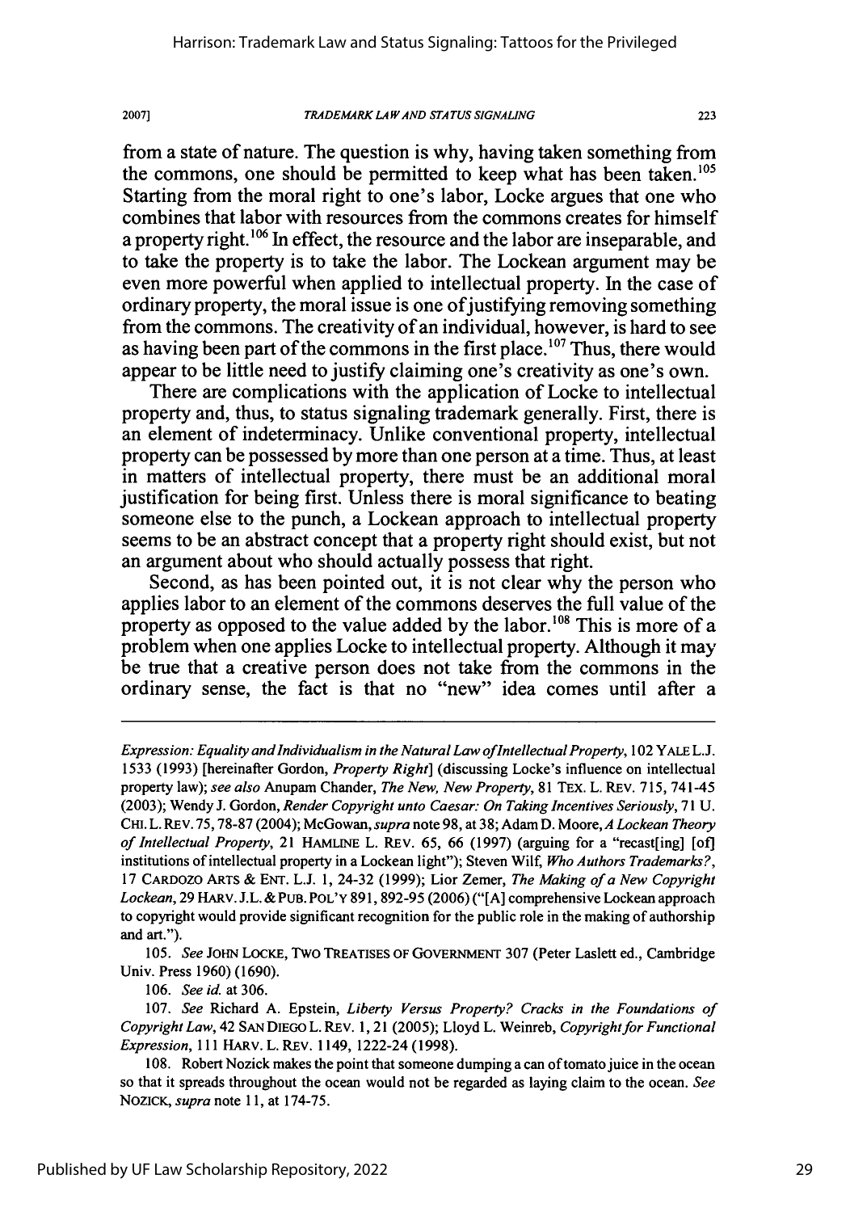from a state of nature. The question is why, having taken something from the commons, one should be permitted to keep what has been taken.[105] Starting from the moral right to one's labor, Locke argues that one who combines that labor with resources from the commons creates for himself a property right.[106] In effect, the resource and the labor are inseparable, and to take the property is to take the labor. The Lockean argument may be even more powerful when applied to intellectual property. In the case of ordinary property, the moral issue is one of justifying removing something from the commons. The creativity of an individual, however, is hard to see as having been part of the commons in the first place.[107] Thus, there would appear to be little need to justify claiming one's creativity as one's own.

There are complications with the application of Locke to intellectual property and, thus, to status signaling trademark generally. First, there is an element of indeterminacy. Unlike conventional property, intellectual property can be possessed by more than one person at a time. Thus, at least in matters of intellectual property, there must be an additional moral justification for being first. Unless there is moral significance to beating someone else to the punch, a Lockean approach to intellectual property seems to be an abstract concept that a property right should exist, but not an argument about who should actually possess that right.

Second, as has been pointed out, it is not clear why the person who applies labor to an element of the commons deserves the full value of the property as opposed to the value added by the labor.[108] This is more of a problem when one applies Locke to intellectual property. Although it may be true that a creative person does not take from the commons in the ordinary sense, the fact is that no "new" idea comes until after a

---

*Expression: Equality and Individualism in the Natural Law of Intellectual Property*, 102 YALE L.J. 1533 (1993) [hereinafter Gordon, *Property Right*] (discussing Locke's influence on intellectual property law); *see also* Anupam Chander, *The New, New Property*, 81 TEX. L. REV. 715, 741-45 (2003); Wendy J. Gordon, *Render Copyright unto Caesar: On Taking Incentives Seriously*, 71 U. CHI. L. REV. 75, 78-87 (2004); McGowan, *supra* note 98, at 38; Adam D. Moore, *A Lockean Theory of Intellectual Property*, 21 HAMLINE L. REV. 65, 66 (1997) (arguing for a "recast[ing] [of] institutions of intellectual property in a Lockean light"); Steven Wilf, *Who Authors Trademarks?*, 17 CARDOZO ARTS & ENT. L.J. 1, 24-32 (1999); Lior Zemer, *The Making of a New Copyright Lockean*, 29 HARV. J.L. & PUB. POL'Y 891, 892-95 (2006) ("[A] comprehensive Lockean approach to copyright would provide significant recognition for the public role in the making of authorship and art.").

105. *See* JOHN LOCKE, TWO TREATISES OF GOVERNMENT 307 (Peter Laslett ed., Cambridge Univ. Press 1960) (1690).

106. *See id.* at 306.

107. *See* Richard A. Epstein, *Liberty Versus Property? Cracks in the Foundations of Copyright Law*, 42 SAN DIEGO L. REV. 1, 21 (2005); Lloyd L. Weinreb, *Copyright for Functional Expression*, 111 HARV. L. REV. 1149, 1222-24 (1998).

108. Robert Nozick makes the point that someone dumping a can of tomato juice in the ocean so that it spreads throughout the ocean would not be regarded as laying claim to the ocean. *See* NOZICK, *supra* note 11, at 174-75.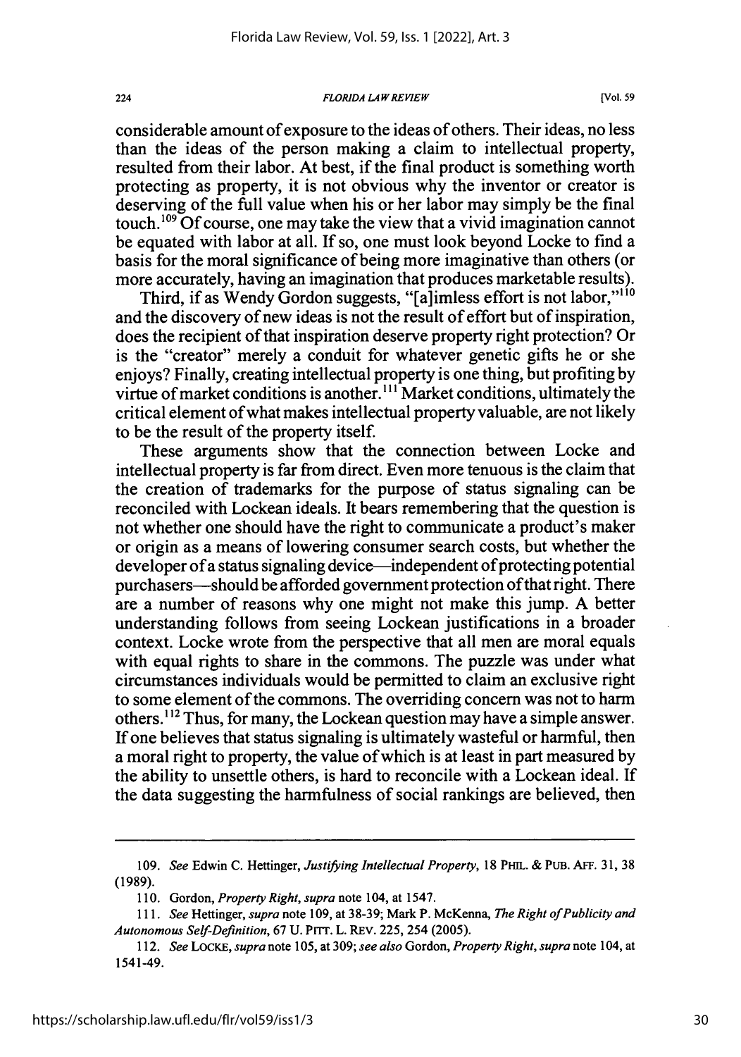considerable amount of exposure to the ideas of others. Their ideas, no less than the ideas of the person making a claim to intellectual property, resulted from their labor. At best, if the final product is something worth protecting as property, it is not obvious why the inventor or creator is deserving of the full value when his or her labor may simply be the final touch.[109] Of course, one may take the view that a vivid imagination cannot be equated with labor at all. If so, one must look beyond Locke to find a basis for the moral significance of being more imaginative than others (or more accurately, having an imagination that produces marketable results).

Third, if as Wendy Gordon suggests, "[a]imless effort is not labor,"[110] and the discovery of new ideas is not the result of effort but of inspiration, does the recipient of that inspiration deserve property right protection? Or is the "creator" merely a conduit for whatever genetic gifts he or she enjoys? Finally, creating intellectual property is one thing, but profiting by virtue of market conditions is another.[111] Market conditions, ultimately the critical element of what makes intellectual property valuable, are not likely to be the result of the property itself.

These arguments show that the connection between Locke and intellectual property is far from direct. Even more tenuous is the claim that the creation of trademarks for the purpose of status signaling can be reconciled with Lockean ideals. It bears remembering that the question is not whether one should have the right to communicate a product's maker or origin as a means of lowering consumer search costs, but whether the developer of a status signaling device—independent of protecting potential purchasers—should be afforded government protection of that right. There are a number of reasons why one might not make this jump. A better understanding follows from seeing Lockean justifications in a broader context. Locke wrote from the perspective that all men are moral equals with equal rights to share in the commons. The puzzle was under what circumstances individuals would be permitted to claim an exclusive right to some element of the commons. The overriding concern was not to harm others.[112] Thus, for many, the Lockean question may have a simple answer. If one believes that status signaling is ultimately wasteful or harmful, then a moral right to property, the value of which is at least in part measured by the ability to unsettle others, is hard to reconcile with a Lockean ideal. If the data suggesting the harmfulness of social rankings are believed, then

---

109. *See* Edwin C. Hettinger, *Justifying Intellectual Property*, 18 PHIL. & PUB. AFF. 31, 38 (1989).

110. Gordon, *Property Right*, *supra* note 104, at 1547.

111. *See* Hettinger, *supra* note 109, at 38-39; Mark P. McKenna, *The Right of Publicity and Autonomous Self-Definition*, 67 U. PITT. L. REV. 225, 254 (2005).

112. *See* LOCKE, *supra* note 105, at 309; *see also* Gordon, *Property Right*, *supra* note 104, at 1541-49.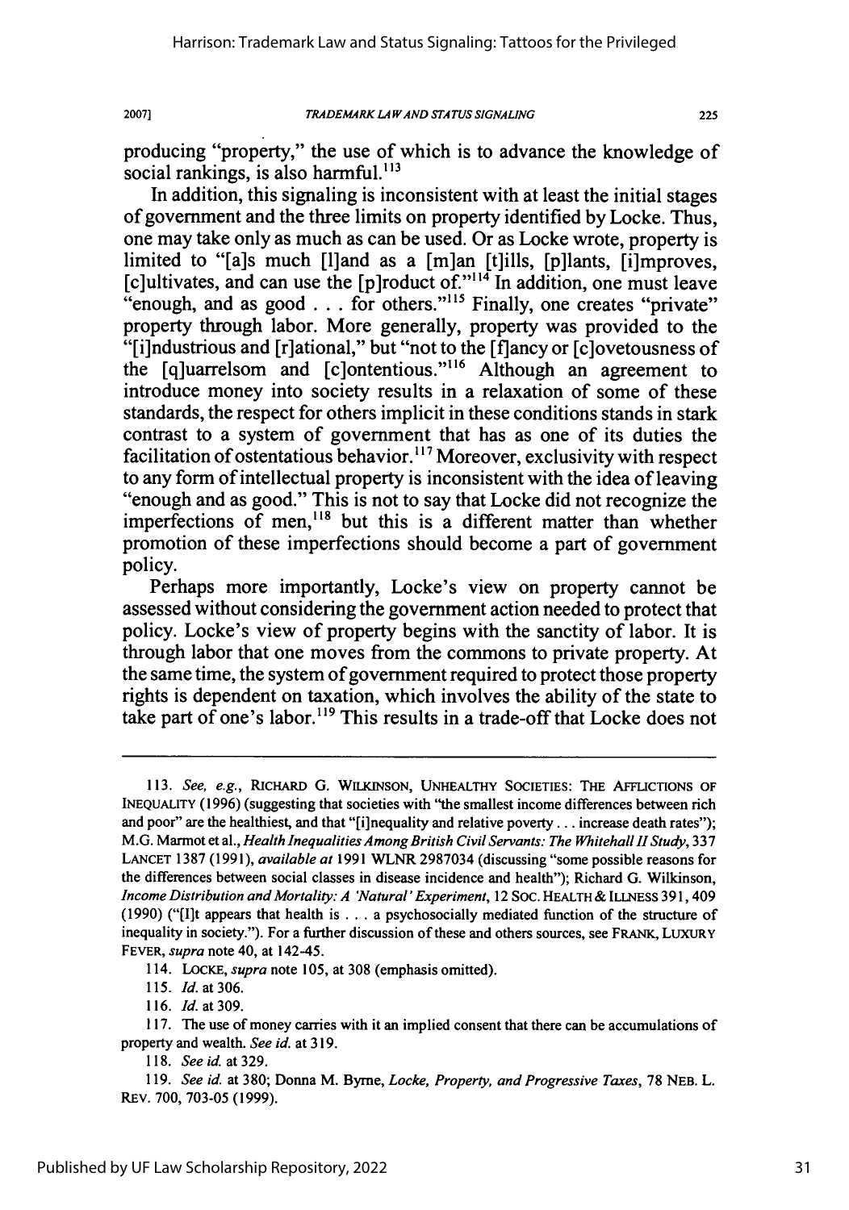producing "property," the use of which is to advance the knowledge of social rankings, is also harmful.[113]

In addition, this signaling is inconsistent with at least the initial stages of government and the three limits on property identified by Locke. Thus, one may take only as much as can be used. Or as Locke wrote, property is limited to "[a]s much [l]and as a [m]an [t]ills, [p]lants, [i]mproves, [c]ultivates, and can use the [p]roduct of."[114] In addition, one must leave "enough, and as good . . . for others."[115] Finally, one creates "private" property through labor. More generally, property was provided to the "[i]ndustrious and [r]ational," but "not to the [f]ancy or [c]ovetousness of the [q]uarrelsom and [c]ontentious."[116] Although an agreement to introduce money into society results in a relaxation of some of these standards, the respect for others implicit in these conditions stands in stark contrast to a system of government that has as one of its duties the facilitation of ostentatious behavior.[117] Moreover, exclusivity with respect to any form of intellectual property is inconsistent with the idea of leaving "enough and as good." This is not to say that Locke did not recognize the imperfections of men,[118] but this is a different matter than whether promotion of these imperfections should become a part of government policy.

Perhaps more importantly, Locke's view on property cannot be assessed without considering the government action needed to protect that policy. Locke's view of property begins with the sanctity of labor. It is through labor that one moves from the commons to private property. At the same time, the system of government required to protect those property rights is dependent on taxation, which involves the ability of the state to take part of one's labor.[119] This results in a trade-off that Locke does not

---

113. *See, e.g.*, RICHARD G. WILKINSON, UNHEALTHY SOCIETIES: THE AFFLICTIONS OF INEQUALITY (1996) (suggesting that societies with "the smallest income differences between rich and poor" are the healthiest, and that "[i]nequality and relative poverty . . . increase death rates"); M.G. Marmot et al., *Health Inequalities Among British Civil Servants: The Whitehall II Study*, 337 LANCET 1387 (1991), *available at* 1991 WLNR 2987034 (discussing "some possible reasons for the differences between social classes in disease incidence and health"); Richard G. Wilkinson, *Income Distribution and Mortality: A 'Natural' Experiment*, 12 SOC. HEALTH & ILLNESS 391, 409 (1990) ("[I]t appears that health is . . . a psychosocially mediated function of the structure of inequality in society."). For a further discussion of these and others sources, see FRANK, LUXURY FEVER, *supra* note 40, at 142-45.

114. LOCKE, *supra* note 105, at 308 (emphasis omitted).

115. *Id.* at 306.

116. *Id.* at 309.

117. The use of money carries with it an implied consent that there can be accumulations of property and wealth. *See id.* at 319.

118. *See id.* at 329.

119. *See id.* at 380; Donna M. Byrne, *Locke, Property, and Progressive Taxes*, 78 NEB. L. REV. 700, 703-05 (1999).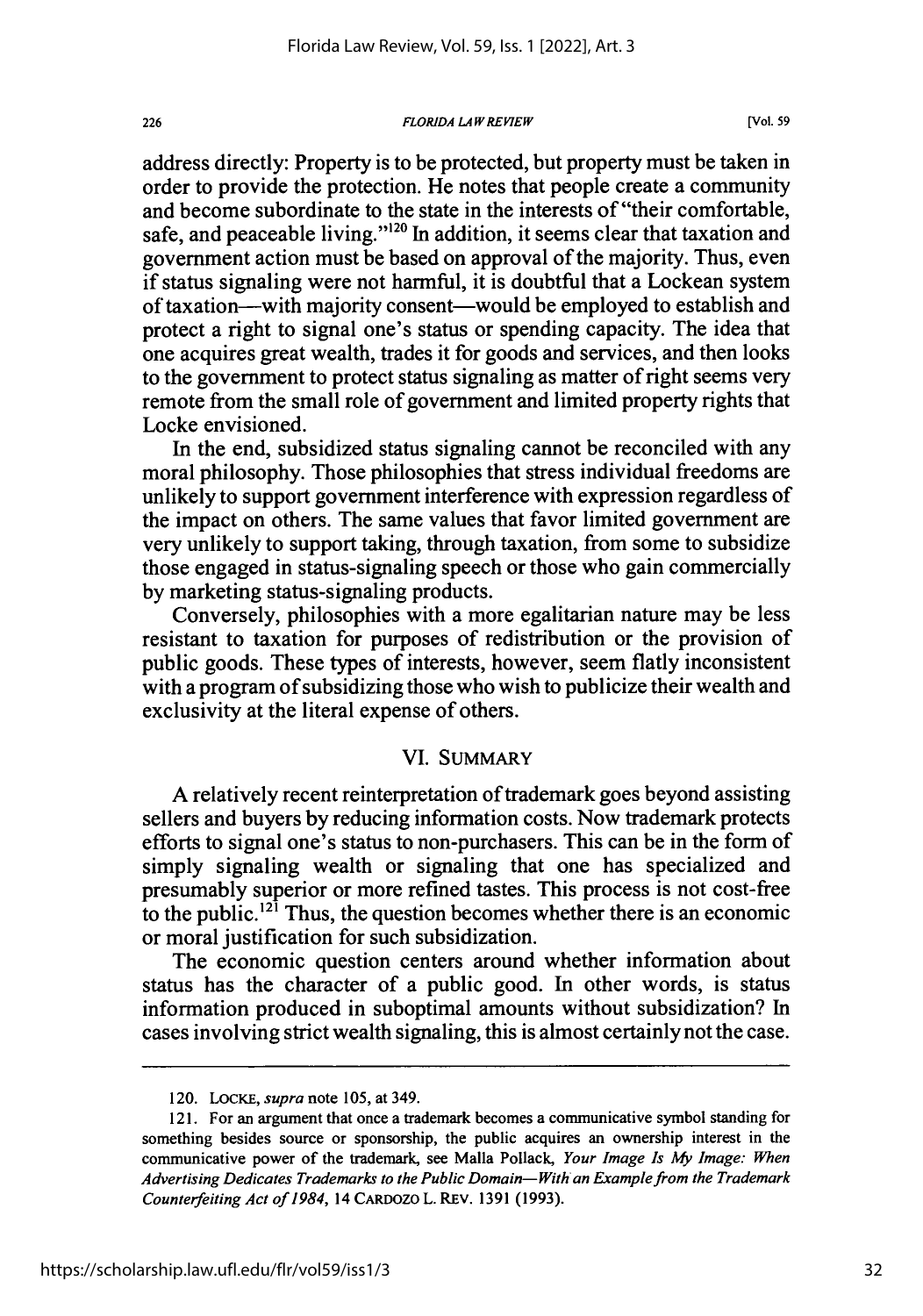address directly: Property is to be protected, but property must be taken in order to provide the protection. He notes that people create a community and become subordinate to the state in the interests of "their comfortable, safe, and peaceable living."[120] In addition, it seems clear that taxation and government action must be based on approval of the majority. Thus, even if status signaling were not harmful, it is doubtful that a Lockean system of taxation—with majority consent—would be employed to establish and protect a right to signal one's status or spending capacity. The idea that one acquires great wealth, trades it for goods and services, and then looks to the government to protect status signaling as matter of right seems very remote from the small role of government and limited property rights that Locke envisioned.

In the end, subsidized status signaling cannot be reconciled with any moral philosophy. Those philosophies that stress individual freedoms are unlikely to support government interference with expression regardless of the impact on others. The same values that favor limited government are very unlikely to support taking, through taxation, from some to subsidize those engaged in status-signaling speech or those who gain commercially by marketing status-signaling products.

Conversely, philosophies with a more egalitarian nature may be less resistant to taxation for purposes of redistribution or the provision of public goods. These types of interests, however, seem flatly inconsistent with a program of subsidizing those who wish to publicize their wealth and exclusivity at the literal expense of others.

## VI. SUMMARY

A relatively recent reinterpretation of trademark goes beyond assisting sellers and buyers by reducing information costs. Now trademark protects efforts to signal one's status to non-purchasers. This can be in the form of simply signaling wealth or signaling that one has specialized and presumably superior or more refined tastes. This process is not cost-free to the public.[121] Thus, the question becomes whether there is an economic or moral justification for such subsidization.

The economic question centers around whether information about status has the character of a public good. In other words, is status information produced in suboptimal amounts without subsidization? In cases involving strict wealth signaling, this is almost certainly not the case.

---

120. LOCKE, *supra* note 105, at 349.

121. For an argument that once a trademark becomes a communicative symbol standing for something besides source or sponsorship, the public acquires an ownership interest in the communicative power of the trademark, see Malla Pollack, *Your Image Is My Image: When Advertising Dedicates Trademarks to the Public Domain—With an Example from the Trademark Counterfeiting Act of 1984*, 14 CARDOZO L. REV. 1391 (1993).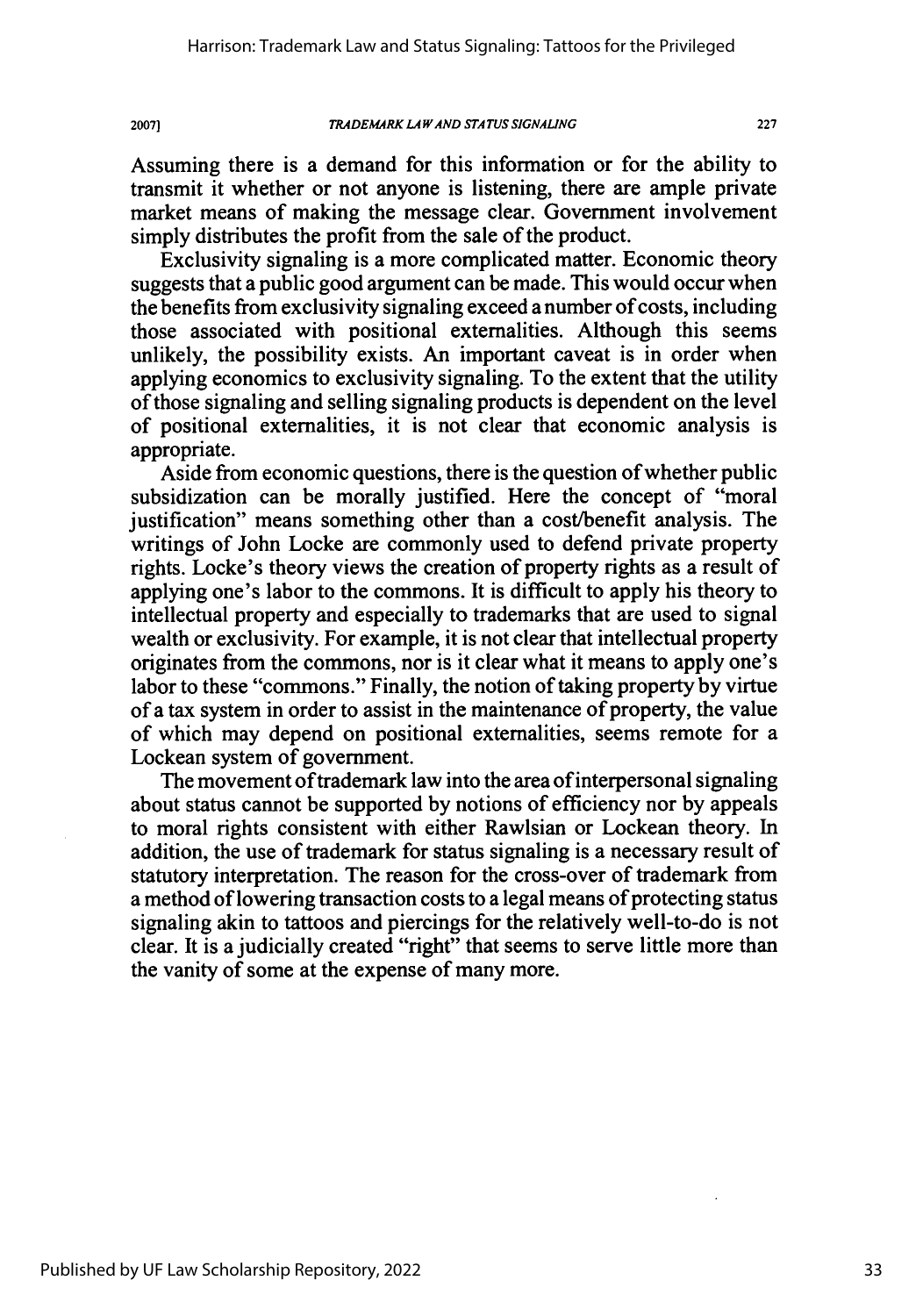Assuming there is a demand for this information or for the ability to transmit it whether or not anyone is listening, there are ample private market means of making the message clear. Government involvement simply distributes the profit from the sale of the product.

Exclusivity signaling is a more complicated matter. Economic theory suggests that a public good argument can be made. This would occur when the benefits from exclusivity signaling exceed a number of costs, including those associated with positional externalities. Although this seems unlikely, the possibility exists. An important caveat is in order when applying economics to exclusivity signaling. To the extent that the utility of those signaling and selling signaling products is dependent on the level of positional externalities, it is not clear that economic analysis is appropriate.

Aside from economic questions, there is the question of whether public subsidization can be morally justified. Here the concept of "moral justification" means something other than a cost/benefit analysis. The writings of John Locke are commonly used to defend private property rights. Locke's theory views the creation of property rights as a result of applying one's labor to the commons. It is difficult to apply his theory to intellectual property and especially to trademarks that are used to signal wealth or exclusivity. For example, it is not clear that intellectual property originates from the commons, nor is it clear what it means to apply one's labor to these "commons." Finally, the notion of taking property by virtue of a tax system in order to assist in the maintenance of property, the value of which may depend on positional externalities, seems remote for a Lockean system of government.

The movement of trademark law into the area of interpersonal signaling about status cannot be supported by notions of efficiency nor by appeals to moral rights consistent with either Rawlsian or Lockean theory. In addition, the use of trademark for status signaling is a necessary result of statutory interpretation. The reason for the cross-over of trademark from a method of lowering transaction costs to a legal means of protecting status signaling akin to tattoos and piercings for the relatively well-to-do is not clear. It is a judicially created "right" that seems to serve little more than the vanity of some at the expense of many more.